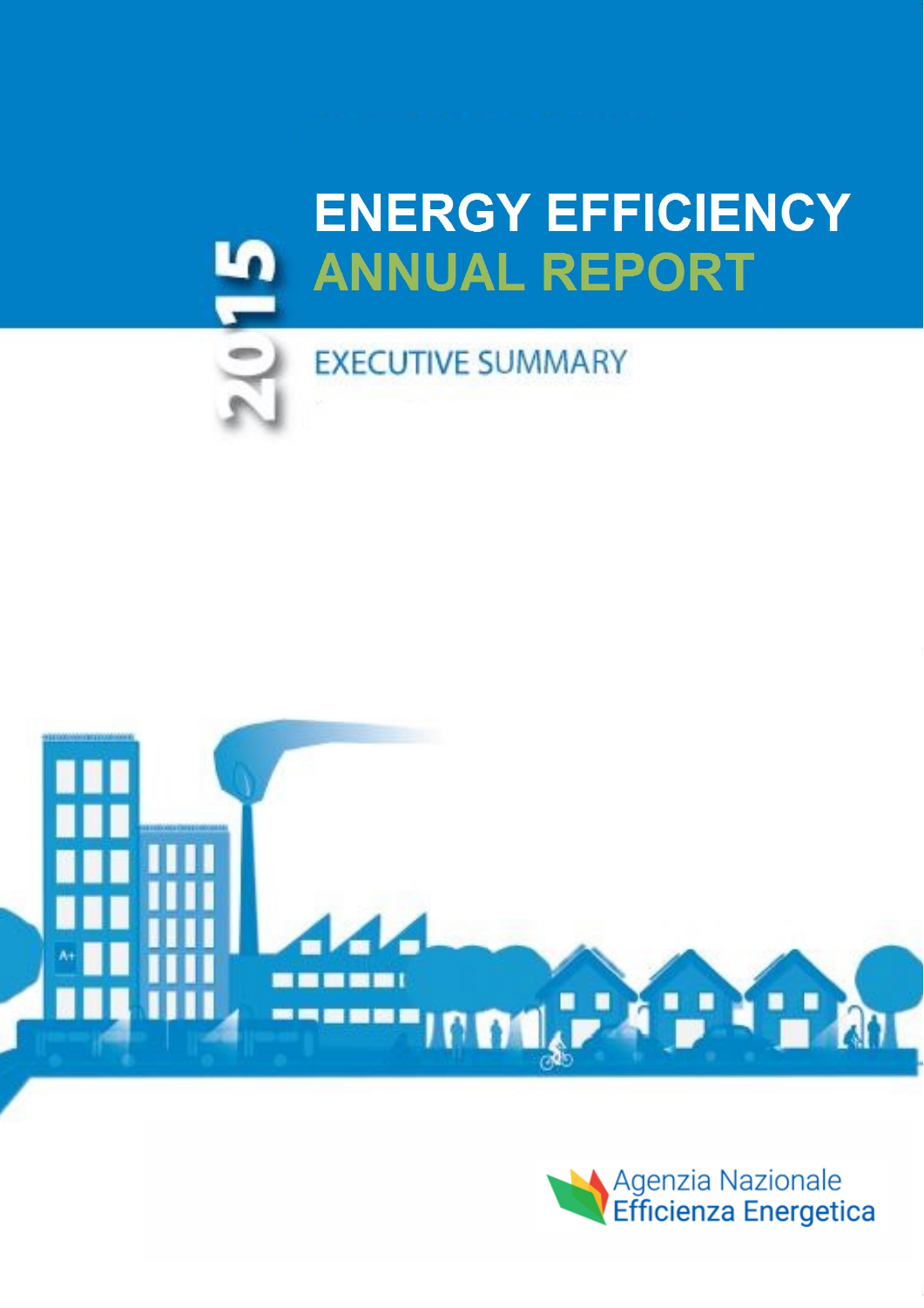2015

# ENERGY EFFICIENCY ANNUAL REPORT

## EXECUTIVE SUMMARY

Agenzia Nazionale Efficienza Energetica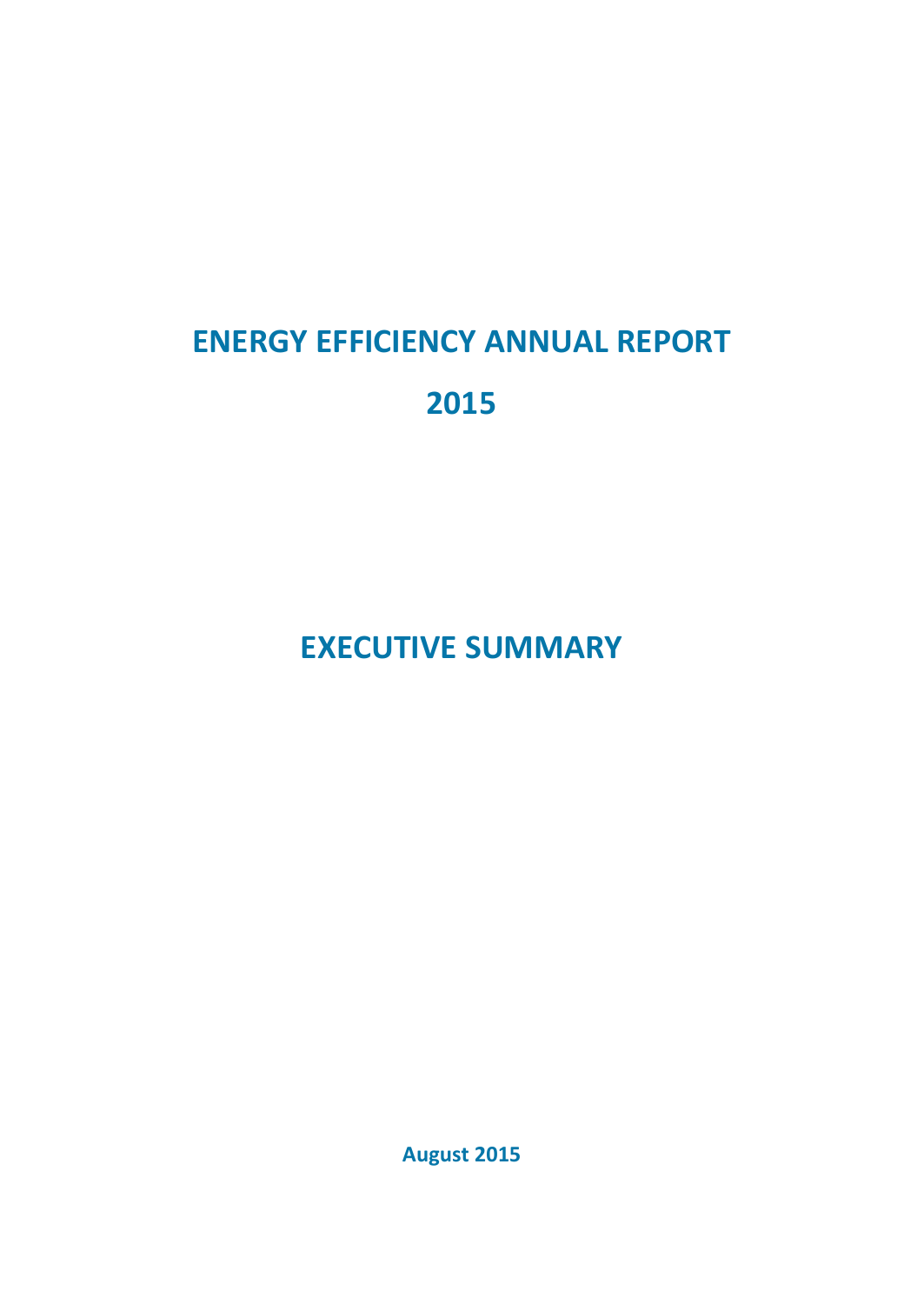# ENERGY EFFICIENCY ANNUAL REPORT

# 2015

# EXECUTIVE SUMMARY

**August 2015**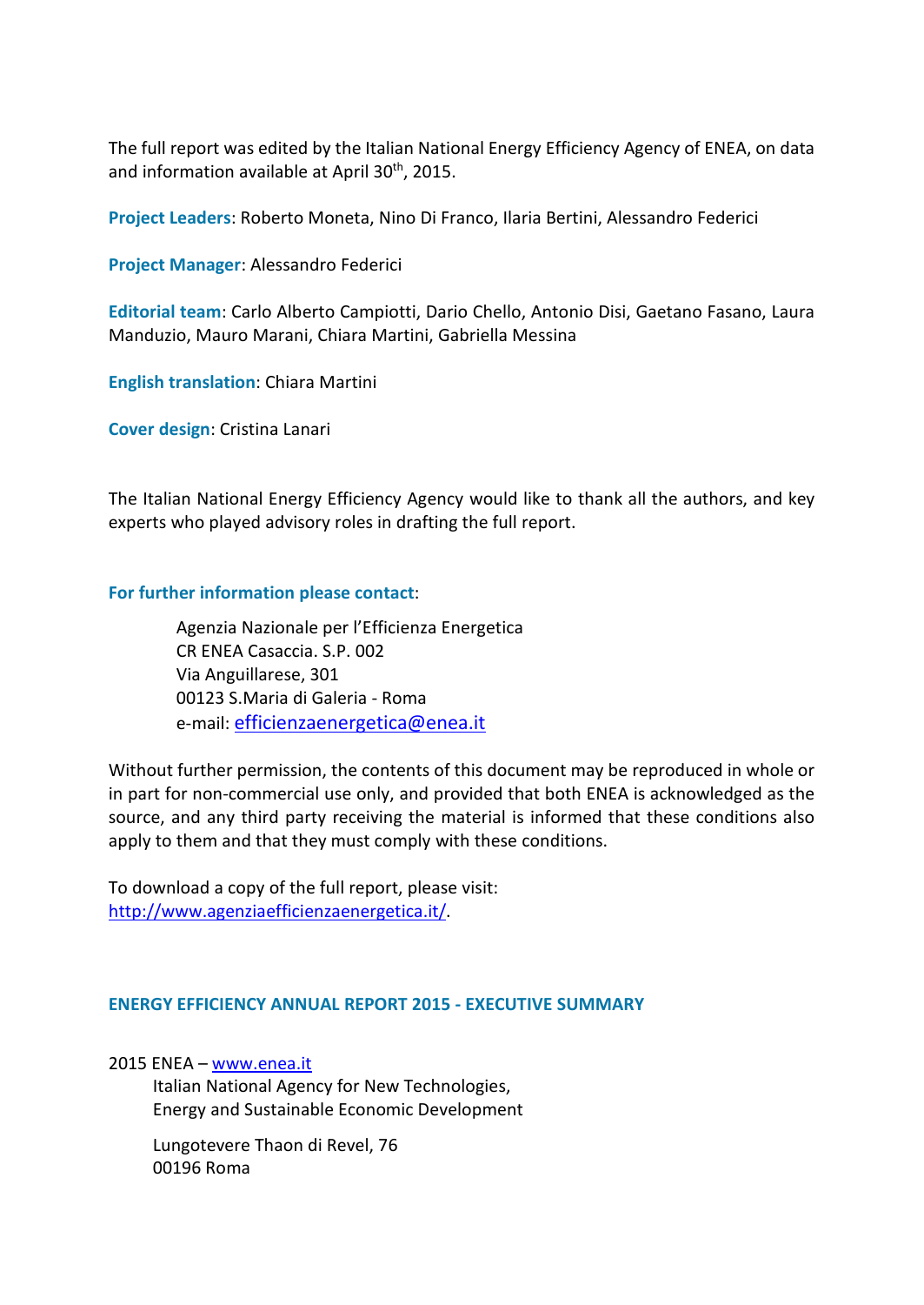The full report was edited by the Italian National Energy Efficiency Agency of ENEA, on data and information available at April 30th, 2015.

**Project Leaders**: Roberto Moneta, Nino Di Franco, Ilaria Bertini, Alessandro Federici

**Project Manager**: Alessandro Federici

**Editorial team**: Carlo Alberto Campiotti, Dario Chello, Antonio Disi, Gaetano Fasano, Laura Manduzio, Mauro Marani, Chiara Martini, Gabriella Messina

**English translation**: Chiara Martini

**Cover design**: Cristina Lanari

The Italian National Energy Efficiency Agency would like to thank all the authors, and key experts who played advisory roles in drafting the full report.

**For further information please contact**:

Agenzia Nazionale per l'Efficienza Energetica
CR ENEA Casaccia. S.P. 002
Via Anguillarese, 301
00123 S.Maria di Galeria - Roma
e-mail: efficienzaenergetica@enea.it

Without further permission, the contents of this document may be reproduced in whole or in part for non-commercial use only, and provided that both ENEA is acknowledged as the source, and any third party receiving the material is informed that these conditions also apply to them and that they must comply with these conditions.

To download a copy of the full report, please visit:
http://www.agenziaefficienzaenergetica.it/.

**ENERGY EFFICIENCY ANNUAL REPORT 2015 - EXECUTIVE SUMMARY**

2015 ENEA – www.enea.it
Italian National Agency for New Technologies,
Energy and Sustainable Economic Development

Lungotevere Thaon di Revel, 76
00196 Roma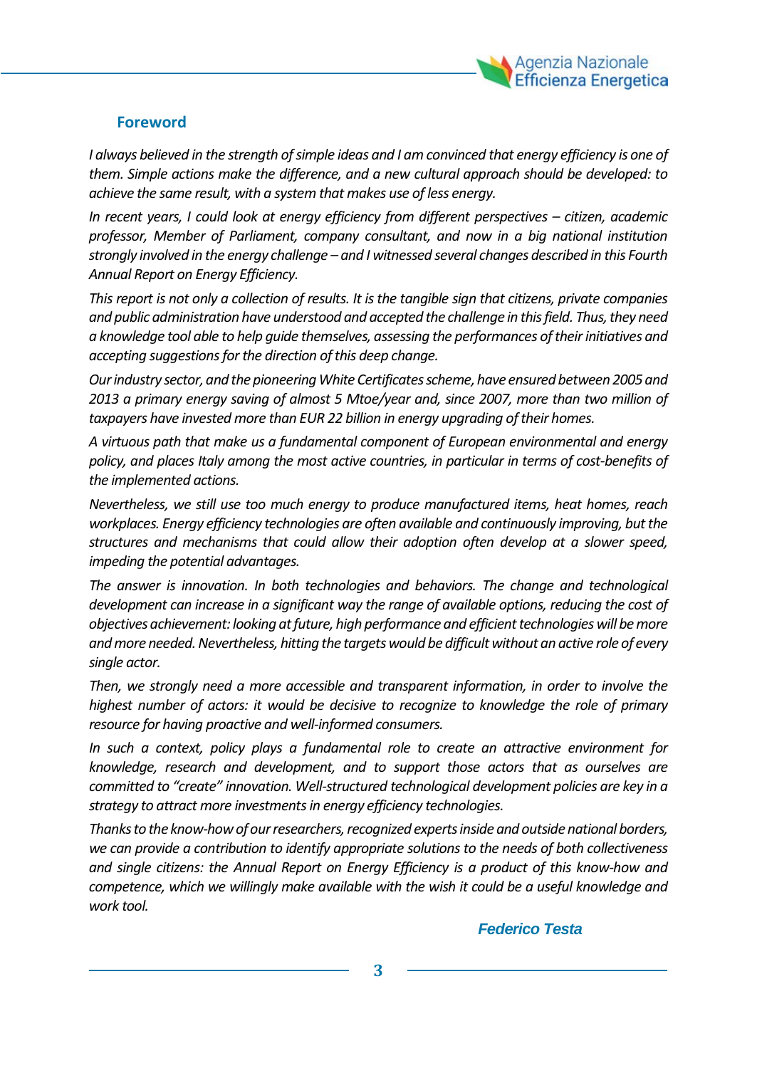## Foreword

*I always believed in the strength of simple ideas and I am convinced that energy efficiency is one of them. Simple actions make the difference, and a new cultural approach should be developed: to achieve the same result, with a system that makes use of less energy.*

*In recent years, I could look at energy efficiency from different perspectives – citizen, academic professor, Member of Parliament, company consultant, and now in a big national institution strongly involved in the energy challenge – and I witnessed several changes described in this Fourth Annual Report on Energy Efficiency.*

*This report is not only a collection of results. It is the tangible sign that citizens, private companies and public administration have understood and accepted the challenge in this field. Thus, they need a knowledge tool able to help guide themselves, assessing the performances of their initiatives and accepting suggestions for the direction of this deep change.*

*Our industry sector, and the pioneering White Certificates scheme, have ensured between 2005 and 2013 a primary energy saving of almost 5 Mtoe/year and, since 2007, more than two million of taxpayers have invested more than EUR 22 billion in energy upgrading of their homes.*

*A virtuous path that make us a fundamental component of European environmental and energy policy, and places Italy among the most active countries, in particular in terms of cost-benefits of the implemented actions.*

*Nevertheless, we still use too much energy to produce manufactured items, heat homes, reach workplaces. Energy efficiency technologies are often available and continuously improving, but the structures and mechanisms that could allow their adoption often develop at a slower speed, impeding the potential advantages.*

*The answer is innovation. In both technologies and behaviors. The change and technological development can increase in a significant way the range of available options, reducing the cost of objectives achievement: looking at future, high performance and efficient technologies will be more and more needed. Nevertheless, hitting the targets would be difficult without an active role of every single actor.*

*Then, we strongly need a more accessible and transparent information, in order to involve the highest number of actors: it would be decisive to recognize to knowledge the role of primary resource for having proactive and well-informed consumers.*

*In such a context, policy plays a fundamental role to create an attractive environment for knowledge, research and development, and to support those actors that as ourselves are committed to "create" innovation. Well-structured technological development policies are key in a strategy to attract more investments in energy efficiency technologies.*

*Thanks to the know-how of our researchers, recognized experts inside and outside national borders, we can provide a contribution to identify appropriate solutions to the needs of both collectiveness and single citizens: the Annual Report on Energy Efficiency is a product of this know-how and competence, which we willingly make available with the wish it could be a useful knowledge and work tool.*

***Federico Testa***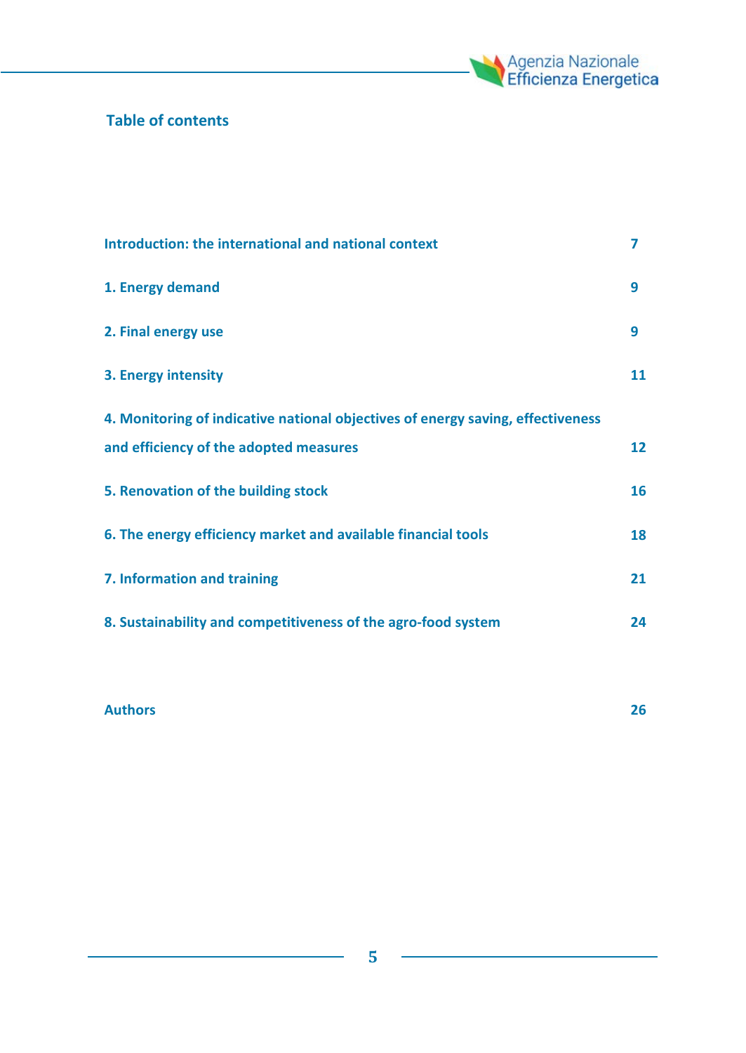## Table of contents

| | |
|---|---|
| Introduction: the international and national context | 7 |
| 1. Energy demand | 9 |
| 2. Final energy use | 9 |
| 3. Energy intensity | 11 |
| 4. Monitoring of indicative national objectives of energy saving, effectiveness and efficiency of the adopted measures | 12 |
| 5. Renovation of the building stock | 16 |
| 6. The energy efficiency market and available financial tools | 18 |
| 7. Information and training | 21 |
| 8. Sustainability and competitiveness of the agro-food system | 24 |
| Authors | 26 |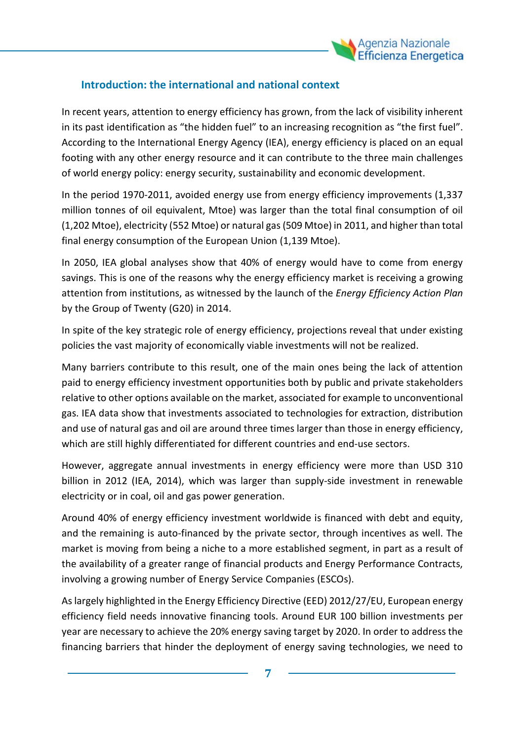## Introduction: the international and national context

In recent years, attention to energy efficiency has grown, from the lack of visibility inherent in its past identification as "the hidden fuel" to an increasing recognition as "the first fuel". According to the International Energy Agency (IEA), energy efficiency is placed on an equal footing with any other energy resource and it can contribute to the three main challenges of world energy policy: energy security, sustainability and economic development.

In the period 1970-2011, avoided energy use from energy efficiency improvements (1,337 million tonnes of oil equivalent, Mtoe) was larger than the total final consumption of oil (1,202 Mtoe), electricity (552 Mtoe) or natural gas (509 Mtoe) in 2011, and higher than total final energy consumption of the European Union (1,139 Mtoe).

In 2050, IEA global analyses show that 40% of energy would have to come from energy savings. This is one of the reasons why the energy efficiency market is receiving a growing attention from institutions, as witnessed by the launch of the *Energy Efficiency Action Plan* by the Group of Twenty (G20) in 2014.

In spite of the key strategic role of energy efficiency, projections reveal that under existing policies the vast majority of economically viable investments will not be realized.

Many barriers contribute to this result, one of the main ones being the lack of attention paid to energy efficiency investment opportunities both by public and private stakeholders relative to other options available on the market, associated for example to unconventional gas. IEA data show that investments associated to technologies for extraction, distribution and use of natural gas and oil are around three times larger than those in energy efficiency, which are still highly differentiated for different countries and end-use sectors.

However, aggregate annual investments in energy efficiency were more than USD 310 billion in 2012 (IEA, 2014), which was larger than supply-side investment in renewable electricity or in coal, oil and gas power generation.

Around 40% of energy efficiency investment worldwide is financed with debt and equity, and the remaining is auto-financed by the private sector, through incentives as well. The market is moving from being a niche to a more established segment, in part as a result of the availability of a greater range of financial products and Energy Performance Contracts, involving a growing number of Energy Service Companies (ESCOs).

As largely highlighted in the Energy Efficiency Directive (EED) 2012/27/EU, European energy efficiency field needs innovative financing tools. Around EUR 100 billion investments per year are necessary to achieve the 20% energy saving target by 2020. In order to address the financing barriers that hinder the deployment of energy saving technologies, we need to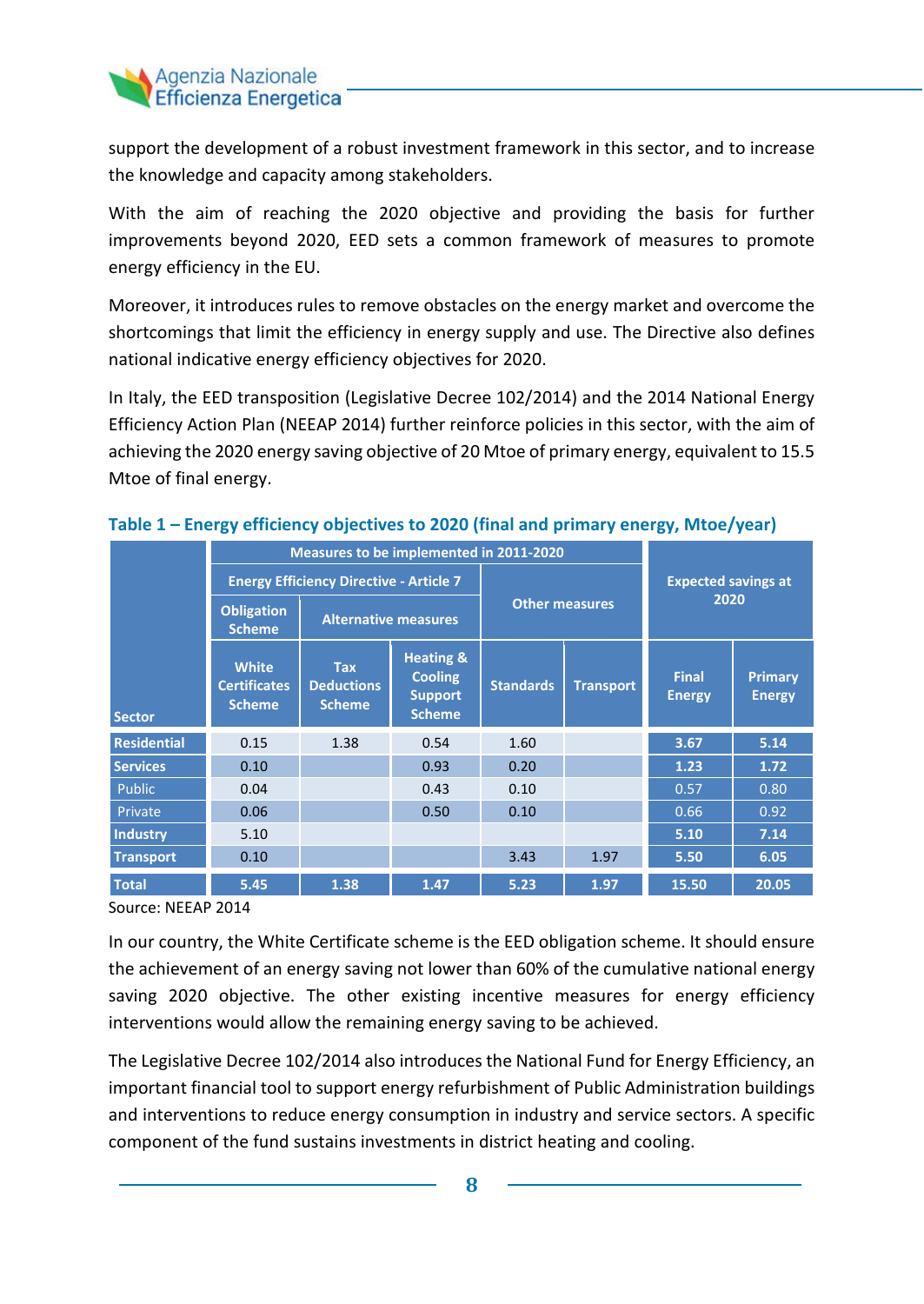support the development of a robust investment framework in this sector, and to increase the knowledge and capacity among stakeholders.

With the aim of reaching the 2020 objective and providing the basis for further improvements beyond 2020, EED sets a common framework of measures to promote energy efficiency in the EU.

Moreover, it introduces rules to remove obstacles on the energy market and overcome the shortcomings that limit the efficiency in energy supply and use. The Directive also defines national indicative energy efficiency objectives for 2020.

In Italy, the EED transposition (Legislative Decree 102/2014) and the 2014 National Energy Efficiency Action Plan (NEEAP 2014) further reinforce policies in this sector, with the aim of achieving the 2020 energy saving objective of 20 Mtoe of primary energy, equivalent to 15.5 Mtoe of final energy.

**Table 1 – Energy efficiency objectives to 2020 (final and primary energy, Mtoe/year)**

| Sector | Measures to be implemented in 2011-2020 | | | | | Expected savings at 2020 | |
|---|---|---|---|---|---|---|---|
| | Energy Efficiency Directive - Article 7 | | | Other measures | | | |
| | Obligation Scheme | Alternative measures | | | | | |
| | White Certificates Scheme | Tax Deductions Scheme | Heating & Cooling Support Scheme | Standards | Transport | Final Energy | Primary Energy |
| **Residential** | 0.15 | 1.38 | 0.54 | 1.60 | | **3.67** | **5.14** |
| **Services** | 0.10 | | 0.93 | 0.20 | | **1.23** | **1.72** |
| Public | 0.04 | | 0.43 | 0.10 | | 0.57 | 0.80 |
| Private | 0.06 | | 0.50 | 0.10 | | 0.66 | 0.92 |
| **Industry** | 5.10 | | | | | **5.10** | **7.14** |
| **Transport** | 0.10 | | | 3.43 | 1.97 | **5.50** | **6.05** |
| **Total** | **5.45** | **1.38** | **1.47** | **5.23** | **1.97** | **15.50** | **20.05** |

Source: NEEAP 2014

In our country, the White Certificate scheme is the EED obligation scheme. It should ensure the achievement of an energy saving not lower than 60% of the cumulative national energy saving 2020 objective. The other existing incentive measures for energy efficiency interventions would allow the remaining energy saving to be achieved.

The Legislative Decree 102/2014 also introduces the National Fund for Energy Efficiency, an important financial tool to support energy refurbishment of Public Administration buildings and interventions to reduce energy consumption in industry and service sectors. A specific component of the fund sustains investments in district heating and cooling.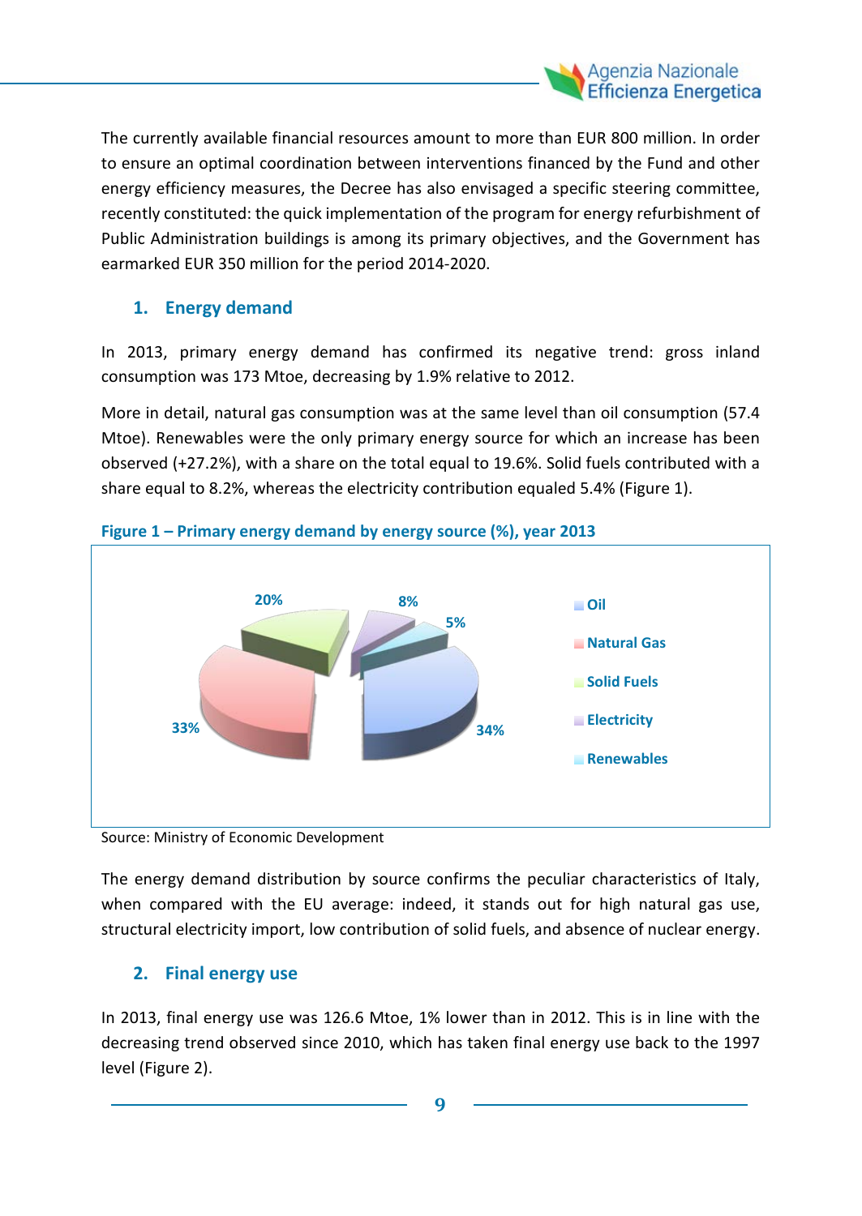The currently available financial resources amount to more than EUR 800 million. In order to ensure an optimal coordination between interventions financed by the Fund and other energy efficiency measures, the Decree has also envisaged a specific steering committee, recently constituted: the quick implementation of the program for energy refurbishment of Public Administration buildings is among its primary objectives, and the Government has earmarked EUR 350 million for the period 2014-2020.

## 1. Energy demand

In 2013, primary energy demand has confirmed its negative trend: gross inland consumption was 173 Mtoe, decreasing by 1.9% relative to 2012.

More in detail, natural gas consumption was at the same level than oil consumption (57.4 Mtoe). Renewables were the only primary energy source for which an increase has been observed (+27.2%), with a share on the total equal to 19.6%. Solid fuels contributed with a share equal to 8.2%, whereas the electricity contribution equaled 5.4% (Figure 1).

**Figure 1 – Primary energy demand by energy source (%), year 2013**

| Source | % |
|---|---|
| Oil | 34% |
| Natural Gas | 33% |
| Solid Fuels | 8% |
| Electricity | 5% |
| Renewables | 20% |

Source: Ministry of Economic Development

The energy demand distribution by source confirms the peculiar characteristics of Italy, when compared with the EU average: indeed, it stands out for high natural gas use, structural electricity import, low contribution of solid fuels, and absence of nuclear energy.

## 2. Final energy use

In 2013, final energy use was 126.6 Mtoe, 1% lower than in 2012. This is in line with the decreasing trend observed since 2010, which has taken final energy use back to the 1997 level (Figure 2).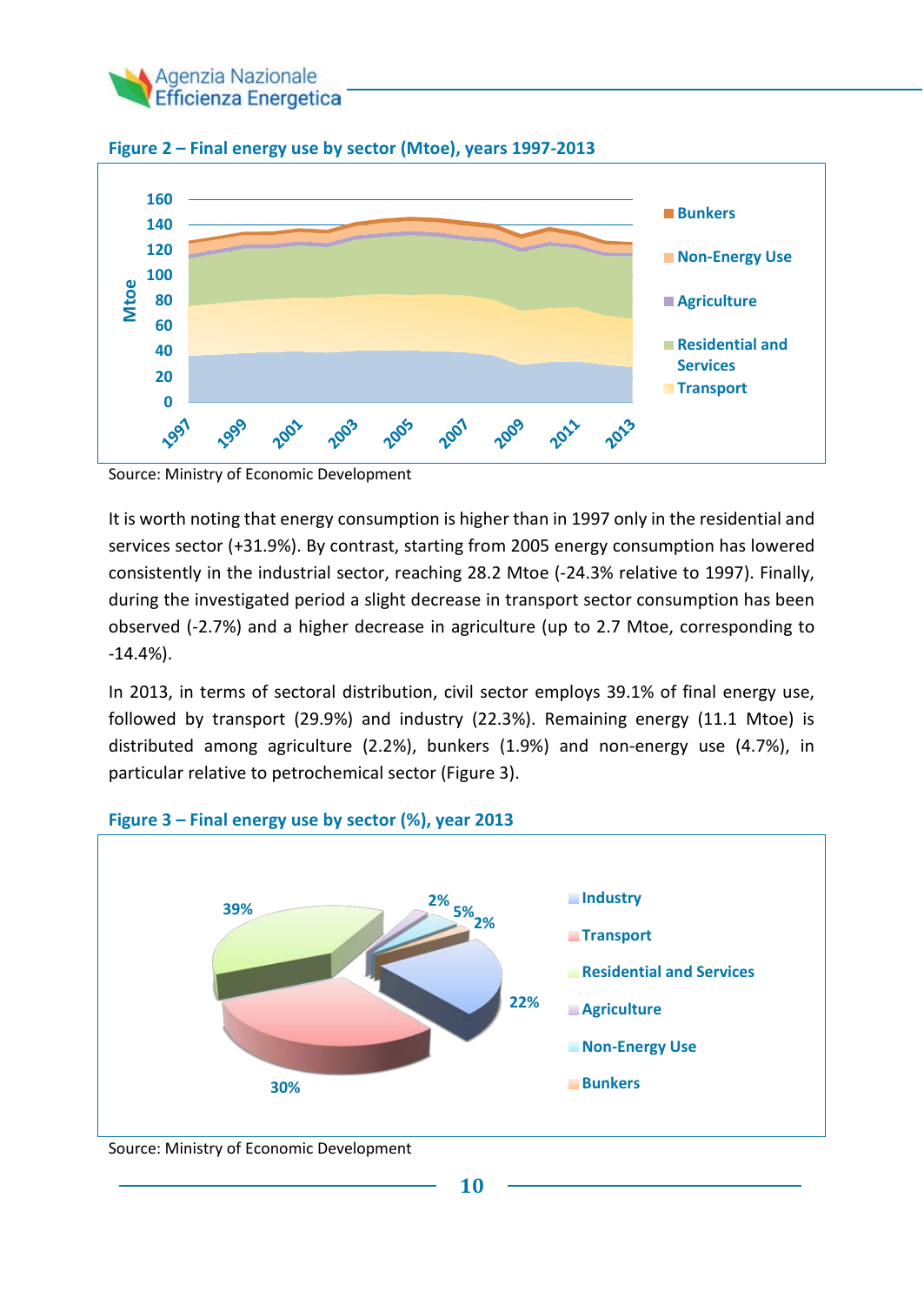**Figure 2 – Final energy use by sector (Mtoe), years 1997-2013**

Source: Ministry of Economic Development

It is worth noting that energy consumption is higher than in 1997 only in the residential and services sector (+31.9%). By contrast, starting from 2005 energy consumption has lowered consistently in the industrial sector, reaching 28.2 Mtoe (-24.3% relative to 1997). Finally, during the investigated period a slight decrease in transport sector consumption has been observed (-2.7%) and a higher decrease in agriculture (up to 2.7 Mtoe, corresponding to -14.4%).

In 2013, in terms of sectoral distribution, civil sector employs 39.1% of final energy use, followed by transport (29.9%) and industry (22.3%). Remaining energy (11.1 Mtoe) is distributed among agriculture (2.2%), bunkers (1.9%) and non-energy use (4.7%), in particular relative to petrochemical sector (Figure 3).

**Figure 3 – Final energy use by sector (%), year 2013**

Source: Ministry of Economic Development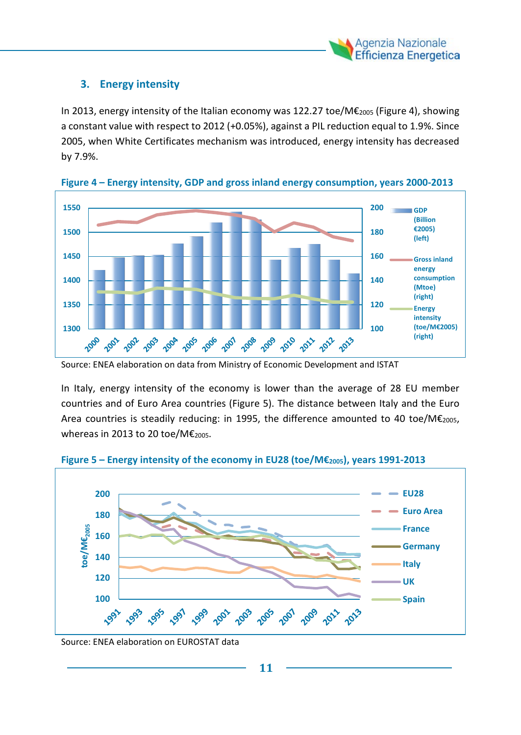## 3. Energy intensity

In 2013, energy intensity of the Italian economy was 122.27 toe/M€$_{2005}$ (Figure 4), showing a constant value with respect to 2012 (+0.05%), against a PIL reduction equal to 1.9%. Since 2005, when White Certificates mechanism was introduced, energy intensity has decreased by 7.9%.

**Figure 4 – Energy intensity, GDP and gross inland energy consumption, years 2000-2013**

Source: ENEA elaboration on data from Ministry of Economic Development and ISTAT

In Italy, energy intensity of the economy is lower than the average of 28 EU member countries and of Euro Area countries (Figure 5). The distance between Italy and the Euro Area countries is steadily reducing: in 1995, the difference amounted to 40 toe/M€$_{2005}$, whereas in 2013 to 20 toe/M€$_{2005}$.

**Figure 5 – Energy intensity of the economy in EU28 (toe/M€$_{2005}$), years 1991-2013**

Source: ENEA elaboration on EUROSTAT data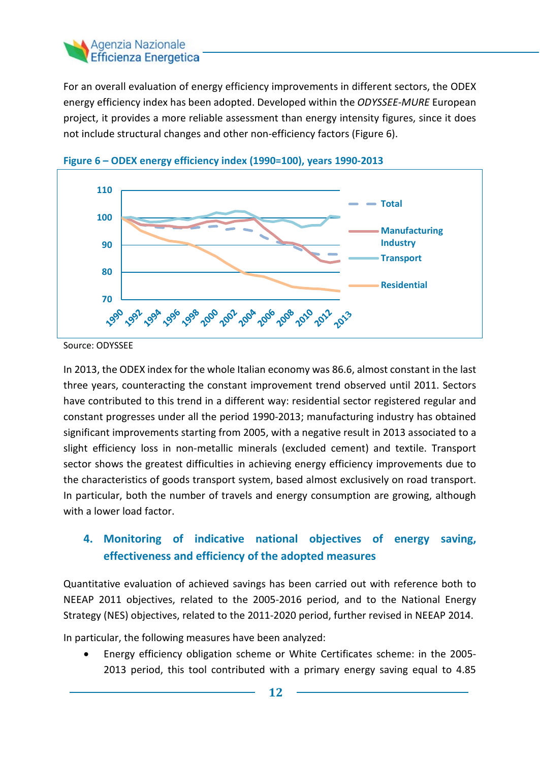For an overall evaluation of energy efficiency improvements in different sectors, the ODEX energy efficiency index has been adopted. Developed within the *ODYSSEE-MURE* European project, it provides a more reliable assessment than energy intensity figures, since it does not include structural changes and other non-efficiency factors (Figure 6).

**Figure 6 – ODEX energy efficiency index (1990=100), years 1990-2013**

Source: ODYSSEE

In 2013, the ODEX index for the whole Italian economy was 86.6, almost constant in the last three years, counteracting the constant improvement trend observed until 2011. Sectors have contributed to this trend in a different way: residential sector registered regular and constant progresses under all the period 1990-2013; manufacturing industry has obtained significant improvements starting from 2005, with a negative result in 2013 associated to a slight efficiency loss in non-metallic minerals (excluded cement) and textile. Transport sector shows the greatest difficulties in achieving energy efficiency improvements due to the characteristics of goods transport system, based almost exclusively on road transport. In particular, both the number of travels and energy consumption are growing, although with a lower load factor.

## 4. Monitoring of indicative national objectives of energy saving, effectiveness and efficiency of the adopted measures

Quantitative evaluation of achieved savings has been carried out with reference both to NEEAP 2011 objectives, related to the 2005-2016 period, and to the National Energy Strategy (NES) objectives, related to the 2011-2020 period, further revised in NEEAP 2014.

In particular, the following measures have been analyzed:

- Energy efficiency obligation scheme or White Certificates scheme: in the 2005-2013 period, this tool contributed with a primary energy saving equal to 4.85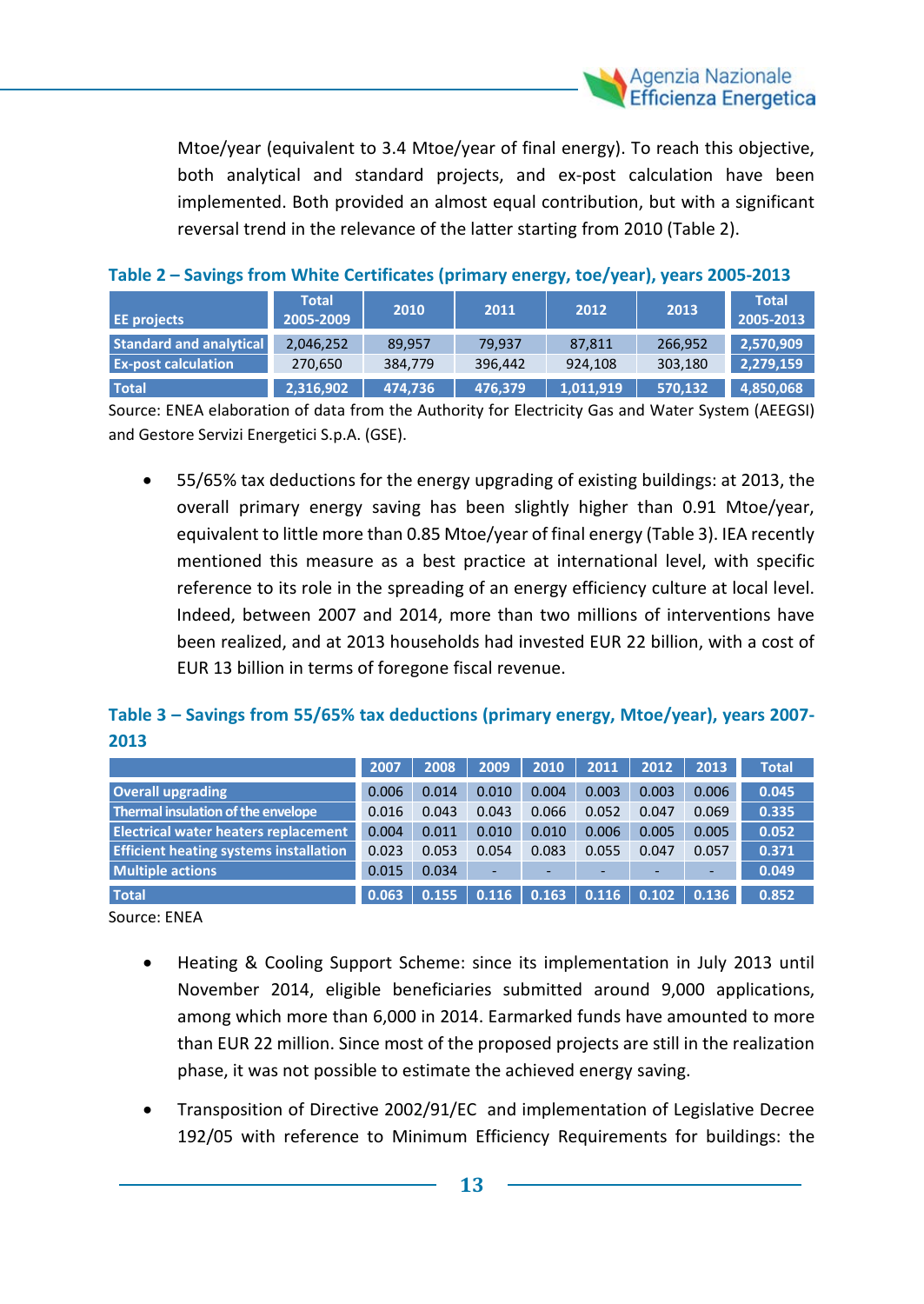Mtoe/year (equivalent to 3.4 Mtoe/year of final energy). To reach this objective, both analytical and standard projects, and ex-post calculation have been implemented. Both provided an almost equal contribution, but with a significant reversal trend in the relevance of the latter starting from 2010 (Table 2).

**Table 2 – Savings from White Certificates (primary energy, toe/year), years 2005-2013**

| EE projects | Total 2005-2009 | 2010 | 2011 | 2012 | 2013 | Total 2005-2013 |
|---|---|---|---|---|---|---|
| Standard and analytical | 2,046,252 | 89,957 | 79,937 | 87,811 | 266,952 | 2,570,909 |
| Ex-post calculation | 270,650 | 384,779 | 396,442 | 924,108 | 303,180 | 2,279,159 |
| Total | 2,316,902 | 474,736 | 476,379 | 1,011,919 | 570,132 | 4,850,068 |

Source: ENEA elaboration of data from the Authority for Electricity Gas and Water System (AEEGSI) and Gestore Servizi Energetici S.p.A. (GSE).

- 55/65% tax deductions for the energy upgrading of existing buildings: at 2013, the overall primary energy saving has been slightly higher than 0.91 Mtoe/year, equivalent to little more than 0.85 Mtoe/year of final energy (Table 3). IEA recently mentioned this measure as a best practice at international level, with specific reference to its role in the spreading of an energy efficiency culture at local level. Indeed, between 2007 and 2014, more than two millions of interventions have been realized, and at 2013 households had invested EUR 22 billion, with a cost of EUR 13 billion in terms of foregone fiscal revenue.

**Table 3 – Savings from 55/65% tax deductions (primary energy, Mtoe/year), years 2007-2013**

| | 2007 | 2008 | 2009 | 2010 | 2011 | 2012 | 2013 | Total |
|---|---|---|---|---|---|---|---|---|
| Overall upgrading | 0.006 | 0.014 | 0.010 | 0.004 | 0.003 | 0.003 | 0.006 | 0.045 |
| Thermal insulation of the envelope | 0.016 | 0.043 | 0.043 | 0.066 | 0.052 | 0.047 | 0.069 | 0.335 |
| Electrical water heaters replacement | 0.004 | 0.011 | 0.010 | 0.010 | 0.006 | 0.005 | 0.005 | 0.052 |
| Efficient heating systems installation | 0.023 | 0.053 | 0.054 | 0.083 | 0.055 | 0.047 | 0.057 | 0.371 |
| Multiple actions | 0.015 | 0.034 | - | - | - | - | - | 0.049 |
| Total | 0.063 | 0.155 | 0.116 | 0.163 | 0.116 | 0.102 | 0.136 | 0.852 |

Source: ENEA

- Heating & Cooling Support Scheme: since its implementation in July 2013 until November 2014, eligible beneficiaries submitted around 9,000 applications, among which more than 6,000 in 2014. Earmarked funds have amounted to more than EUR 22 million. Since most of the proposed projects are still in the realization phase, it was not possible to estimate the achieved energy saving.

- Transposition of Directive 2002/91/EC and implementation of Legislative Decree 192/05 with reference to Minimum Efficiency Requirements for buildings: the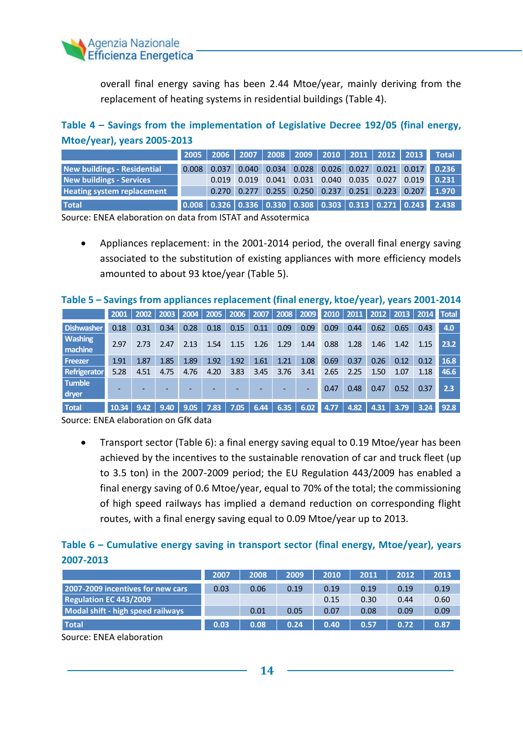overall final energy saving has been 2.44 Mtoe/year, mainly deriving from the replacement of heating systems in residential buildings (Table 4).

**Table 4 – Savings from the implementation of Legislative Decree 192/05 (final energy, Mtoe/year), years 2005-2013**

| | 2005 | 2006 | 2007 | 2008 | 2009 | 2010 | 2011 | 2012 | 2013 | Total |
|---|---|---|---|---|---|---|---|---|---|---|
| New buildings - Residential | 0.008 | 0.037 | 0.040 | 0.034 | 0.028 | 0.026 | 0.027 | 0.021 | 0.017 | 0.236 |
| New buildings - Services | | 0.019 | 0.019 | 0.041 | 0.031 | 0.040 | 0.035 | 0.027 | 0.019 | 0.231 |
| Heating system replacement | | 0.270 | 0.277 | 0.255 | 0.250 | 0.237 | 0.251 | 0.223 | 0.207 | 1.970 |
| Total | 0.008 | 0.326 | 0.336 | 0.330 | 0.308 | 0.303 | 0.313 | 0.271 | 0.243 | 2.438 |

Source: ENEA elaboration on data from ISTAT and Assotermica

- Appliances replacement: in the 2001-2014 period, the overall final energy saving associated to the substitution of existing appliances with more efficiency models amounted to about 93 ktoe/year (Table 5).

**Table 5 – Savings from appliances replacement (final energy, ktoe/year), years 2001-2014**

| | 2001 | 2002 | 2003 | 2004 | 2005 | 2006 | 2007 | 2008 | 2009 | 2010 | 2011 | 2012 | 2013 | 2014 | Total |
|---|---|---|---|---|---|---|---|---|---|---|---|---|---|---|---|
| Dishwasher | 0.18 | 0.31 | 0.34 | 0.28 | 0.18 | 0.15 | 0.11 | 0.09 | 0.09 | 0.09 | 0.44 | 0.62 | 0.65 | 0.43 | 4.0 |
| Washing machine | 2.97 | 2.73 | 2.47 | 2.13 | 1.54 | 1.15 | 1.26 | 1.29 | 1.44 | 0.88 | 1.28 | 1.46 | 1.42 | 1.15 | 23.2 |
| Freezer | 1.91 | 1.87 | 1.85 | 1.89 | 1.92 | 1.92 | 1.61 | 1.21 | 1.08 | 0.69 | 0.37 | 0.26 | 0.12 | 0.12 | 16.8 |
| Refrigerator | 5.28 | 4.51 | 4.75 | 4.76 | 4.20 | 3.83 | 3.45 | 3.76 | 3.41 | 2.65 | 2.25 | 1.50 | 1.07 | 1.18 | 46.6 |
| Tumble dryer | - | - | - | - | - | - | - | - | - | 0.47 | 0.48 | 0.47 | 0.52 | 0.37 | 2.3 |
| Total | 10.34 | 9.42 | 9.40 | 9.05 | 7.83 | 7.05 | 6.44 | 6.35 | 6.02 | 4.77 | 4.82 | 4.31 | 3.79 | 3.24 | 92.8 |

Source: ENEA elaboration on GfK data

- Transport sector (Table 6): a final energy saving equal to 0.19 Mtoe/year has been achieved by the incentives to the sustainable renovation of car and truck fleet (up to 3.5 ton) in the 2007-2009 period; the EU Regulation 443/2009 has enabled a final energy saving of 0.6 Mtoe/year, equal to 70% of the total; the commissioning of high speed railways has implied a demand reduction on corresponding flight routes, with a final energy saving equal to 0.09 Mtoe/year up to 2013.

**Table 6 – Cumulative energy saving in transport sector (final energy, Mtoe/year), years 2007-2013**

| | 2007 | 2008 | 2009 | 2010 | 2011 | 2012 | 2013 |
|---|---|---|---|---|---|---|---|
| 2007-2009 incentives for new cars | 0.03 | 0.06 | 0.19 | 0.19 | 0.19 | 0.19 | 0.19 |
| Regulation EC 443/2009 | | | | 0.15 | 0.30 | 0.44 | 0.60 |
| Modal shift - high speed railways | | 0.01 | 0.05 | 0.07 | 0.08 | 0.09 | 0.09 |
| Total | 0.03 | 0.08 | 0.24 | 0.40 | 0.57 | 0.72 | 0.87 |

Source: ENEA elaboration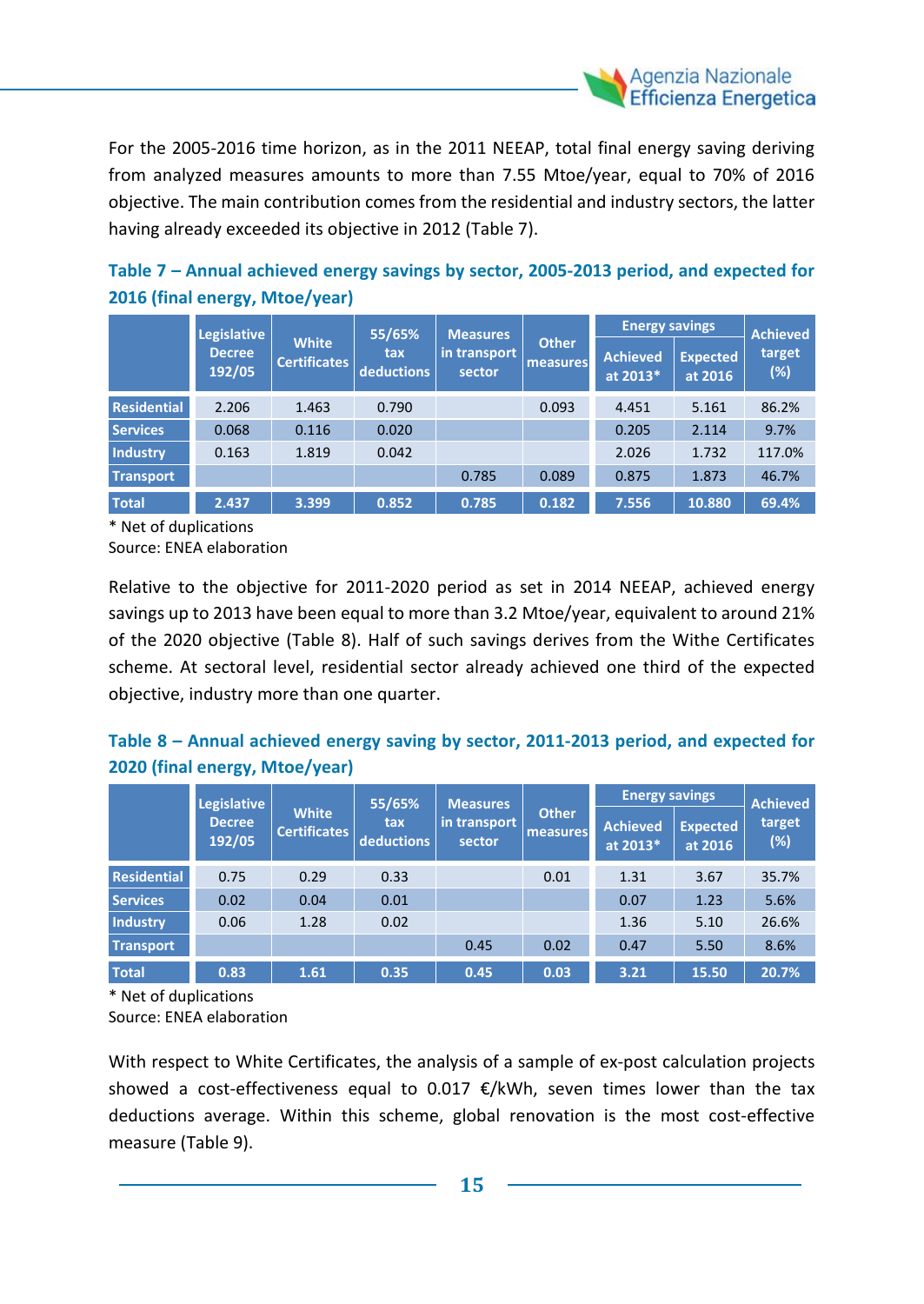For the 2005-2016 time horizon, as in the 2011 NEEAP, total final energy saving deriving from analyzed measures amounts to more than 7.55 Mtoe/year, equal to 70% of 2016 objective. The main contribution comes from the residential and industry sectors, the latter having already exceeded its objective in 2012 (Table 7).

**Table 7 – Annual achieved energy savings by sector, 2005-2013 period, and expected for 2016 (final energy, Mtoe/year)**

| | Legislative Decree 192/05 | White Certificates | 55/65% tax deductions | Measures in transport sector | Other measures | Energy savings | | Achieved target (%) |
|---|---|---|---|---|---|---|---|---|
| | | | | | | Achieved at 2013* | Expected at 2016 | |
| **Residential** | 2.206 | 1.463 | 0.790 | | 0.093 | 4.451 | 5.161 | 86.2% |
| **Services** | 0.068 | 0.116 | 0.020 | | | 0.205 | 2.114 | 9.7% |
| **Industry** | 0.163 | 1.819 | 0.042 | | | 2.026 | 1.732 | 117.0% |
| **Transport** | | | | 0.785 | 0.089 | 0.875 | 1.873 | 46.7% |
| **Total** | **2.437** | **3.399** | **0.852** | **0.785** | **0.182** | **7.556** | **10.880** | **69.4%** |

\* Net of duplications
Source: ENEA elaboration

Relative to the objective for 2011-2020 period as set in 2014 NEEAP, achieved energy savings up to 2013 have been equal to more than 3.2 Mtoe/year, equivalent to around 21% of the 2020 objective (Table 8). Half of such savings derives from the Withe Certificates scheme. At sectoral level, residential sector already achieved one third of the expected objective, industry more than one quarter.

**Table 8 – Annual achieved energy saving by sector, 2011-2013 period, and expected for 2020 (final energy, Mtoe/year)**

| | Legislative Decree 192/05 | White Certificates | 55/65% tax deductions | Measures in transport sector | Other measures | Energy savings | | Achieved target (%) |
|---|---|---|---|---|---|---|---|---|
| | | | | | | Achieved at 2013* | Expected at 2016 | |
| **Residential** | 0.75 | 0.29 | 0.33 | | 0.01 | 1.31 | 3.67 | 35.7% |
| **Services** | 0.02 | 0.04 | 0.01 | | | 0.07 | 1.23 | 5.6% |
| **Industry** | 0.06 | 1.28 | 0.02 | | | 1.36 | 5.10 | 26.6% |
| **Transport** | | | | 0.45 | 0.02 | 0.47 | 5.50 | 8.6% |
| **Total** | **0.83** | **1.61** | **0.35** | **0.45** | **0.03** | **3.21** | **15.50** | **20.7%** |

\* Net of duplications
Source: ENEA elaboration

With respect to White Certificates, the analysis of a sample of ex-post calculation projects showed a cost-effectiveness equal to 0.017 €/kWh, seven times lower than the tax deductions average. Within this scheme, global renovation is the most cost-effective measure (Table 9).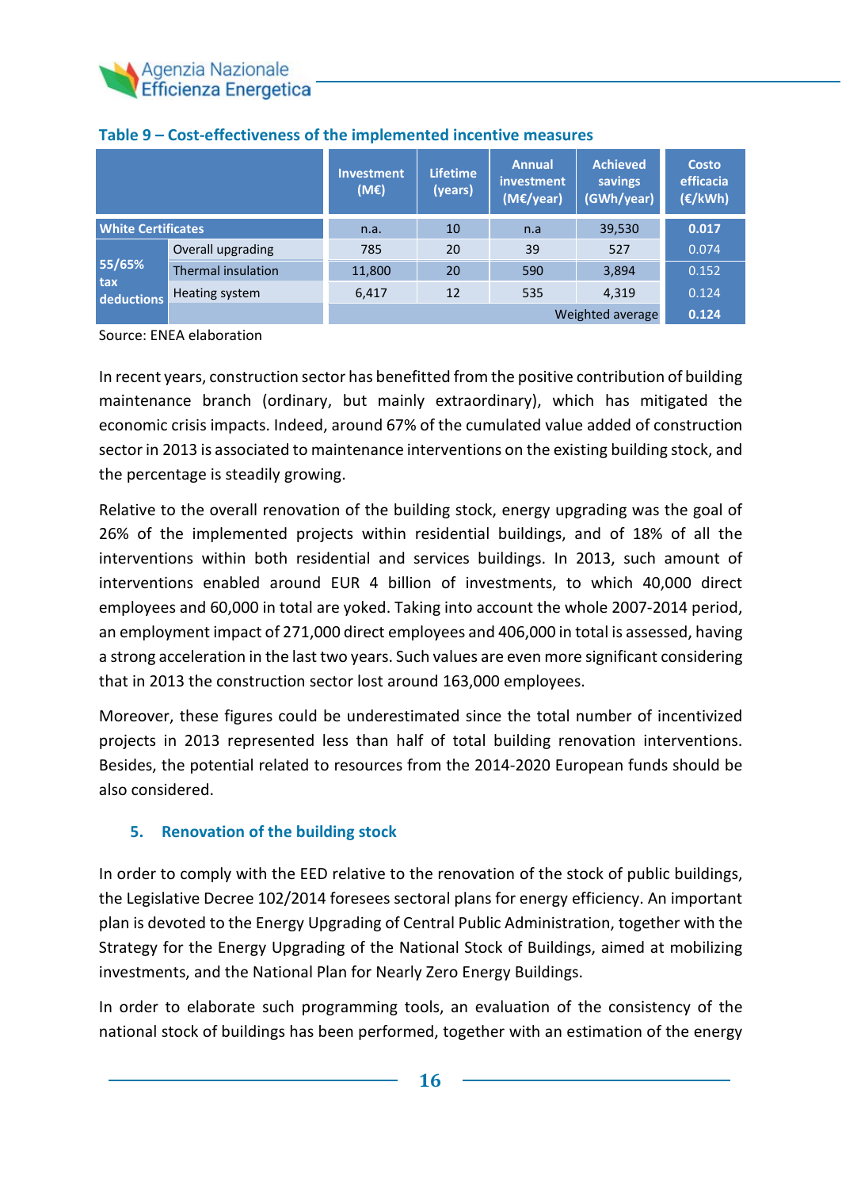**Table 9 – Cost-effectiveness of the implemented incentive measures**

| | | Investment (M€) | Lifetime (years) | Annual investment (M€/year) | Achieved savings (GWh/year) | Costo efficacia (€/kWh) |
|---|---|---|---|---|---|---|
| White Certificates | | n.a. | 10 | n.a | 39,530 | **0.017** |
| 55/65% tax deductions | Overall upgrading | 785 | 20 | 39 | 527 | 0.074 |
| | Thermal insulation | 11,800 | 20 | 590 | 3,894 | 0.152 |
| | Heating system | 6,417 | 12 | 535 | 4,319 | 0.124 |
| | | | | | Weighted average | **0.124** |

Source: ENEA elaboration

In recent years, construction sector has benefitted from the positive contribution of building maintenance branch (ordinary, but mainly extraordinary), which has mitigated the economic crisis impacts. Indeed, around 67% of the cumulated value added of construction sector in 2013 is associated to maintenance interventions on the existing building stock, and the percentage is steadily growing.

Relative to the overall renovation of the building stock, energy upgrading was the goal of 26% of the implemented projects within residential buildings, and of 18% of all the interventions within both residential and services buildings. In 2013, such amount of interventions enabled around EUR 4 billion of investments, to which 40,000 direct employees and 60,000 in total are yoked. Taking into account the whole 2007-2014 period, an employment impact of 271,000 direct employees and 406,000 in total is assessed, having a strong acceleration in the last two years. Such values are even more significant considering that in 2013 the construction sector lost around 163,000 employees.

Moreover, these figures could be underestimated since the total number of incentivized projects in 2013 represented less than half of total building renovation interventions. Besides, the potential related to resources from the 2014-2020 European funds should be also considered.

## 5. Renovation of the building stock

In order to comply with the EED relative to the renovation of the stock of public buildings, the Legislative Decree 102/2014 foresees sectoral plans for energy efficiency. An important plan is devoted to the Energy Upgrading of Central Public Administration, together with the Strategy for the Energy Upgrading of the National Stock of Buildings, aimed at mobilizing investments, and the National Plan for Nearly Zero Energy Buildings.

In order to elaborate such programming tools, an evaluation of the consistency of the national stock of buildings has been performed, together with an estimation of the energy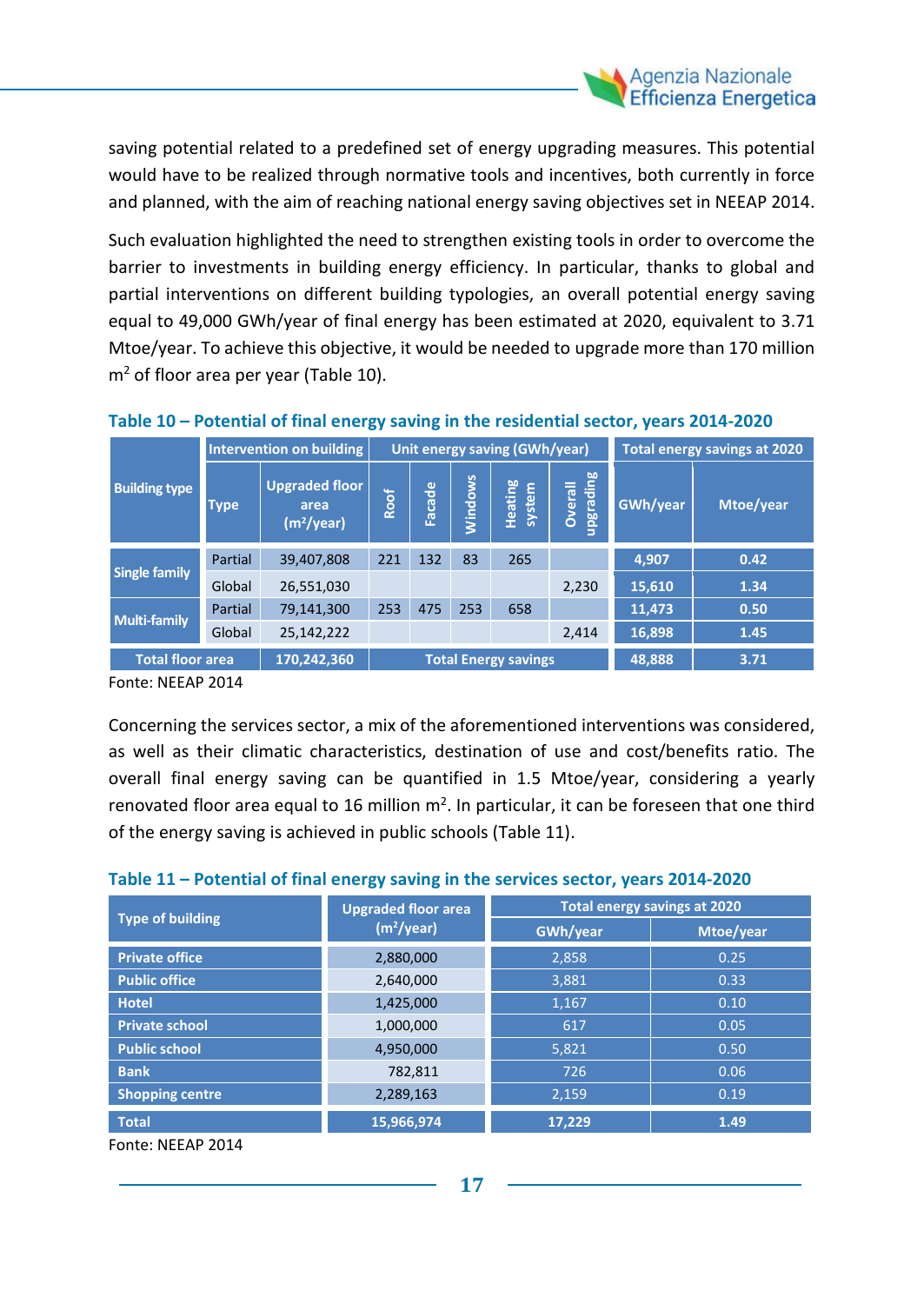saving potential related to a predefined set of energy upgrading measures. This potential would have to be realized through normative tools and incentives, both currently in force and planned, with the aim of reaching national energy saving objectives set in NEEAP 2014.

Such evaluation highlighted the need to strengthen existing tools in order to overcome the barrier to investments in building energy efficiency. In particular, thanks to global and partial interventions on different building typologies, an overall potential energy saving equal to 49,000 GWh/year of final energy has been estimated at 2020, equivalent to 3.71 Mtoe/year. To achieve this objective, it would be needed to upgrade more than 170 million m$^2$ of floor area per year (Table 10).

**Table 10 – Potential of final energy saving in the residential sector, years 2014-2020**

| Building type | Intervention on building | | Unit energy saving (GWh/year) | | | | | Total energy savings at 2020 | |
|---|---|---|---|---|---|---|---|---|---|
| | Type | Upgraded floor area (m$^2$/year) | Roof | Facade | Windows | Heating system | Overall upgrading | GWh/year | Mtoe/year |
| Single family | Partial | 39,407,808 | 221 | 132 | 83 | 265 | | 4,907 | 0.42 |
| | Global | 26,551,030 | | | | | 2,230 | 15,610 | 1.34 |
| Multi-family | Partial | 79,141,300 | 253 | 475 | 253 | 658 | | 11,473 | 0.50 |
| | Global | 25,142,222 | | | | | 2,414 | 16,898 | 1.45 |
| Total floor area | | 170,242,360 | Total Energy savings | | | | | 48,888 | 3.71 |

Fonte: NEEAP 2014

Concerning the services sector, a mix of the aforementioned interventions was considered, as well as their climatic characteristics, destination of use and cost/benefits ratio. The overall final energy saving can be quantified in 1.5 Mtoe/year, considering a yearly renovated floor area equal to 16 million m$^2$. In particular, it can be foreseen that one third of the energy saving is achieved in public schools (Table 11).

**Table 11 – Potential of final energy saving in the services sector, years 2014-2020**

| Type of building | Upgraded floor area (m$^2$/year) | Total energy savings at 2020 | |
|---|---|---|---|
| | | GWh/year | Mtoe/year |
| Private office | 2,880,000 | 2,858 | 0.25 |
| Public office | 2,640,000 | 3,881 | 0.33 |
| Hotel | 1,425,000 | 1,167 | 0.10 |
| Private school | 1,000,000 | 617 | 0.05 |
| Public school | 4,950,000 | 5,821 | 0.50 |
| Bank | 782,811 | 726 | 0.06 |
| Shopping centre | 2,289,163 | 2,159 | 0.19 |
| Total | 15,966,974 | 17,229 | 1.49 |

Fonte: NEEAP 2014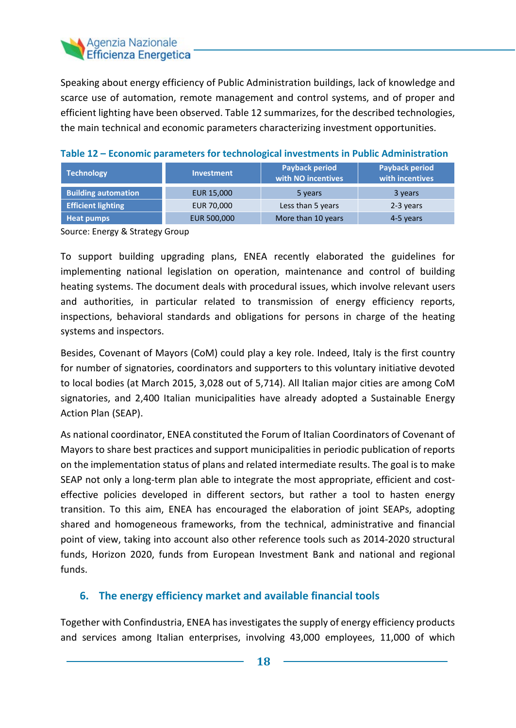Speaking about energy efficiency of Public Administration buildings, lack of knowledge and scarce use of automation, remote management and control systems, and of proper and efficient lighting have been observed. Table 12 summarizes, for the described technologies, the main technical and economic parameters characterizing investment opportunities.

**Table 12 – Economic parameters for technological investments in Public Administration**

| Technology | Investment | Payback period with NO incentives | Payback period with incentives |
|---|---|---|---|
| **Building automation** | EUR 15,000 | 5 years | 3 years |
| **Efficient lighting** | EUR 70,000 | Less than 5 years | 2-3 years |
| **Heat pumps** | EUR 500,000 | More than 10 years | 4-5 years |

Source: Energy & Strategy Group

To support building upgrading plans, ENEA recently elaborated the guidelines for implementing national legislation on operation, maintenance and control of building heating systems. The document deals with procedural issues, which involve relevant users and authorities, in particular related to transmission of energy efficiency reports, inspections, behavioral standards and obligations for persons in charge of the heating systems and inspectors.

Besides, Covenant of Mayors (CoM) could play a key role. Indeed, Italy is the first country for number of signatories, coordinators and supporters to this voluntary initiative devoted to local bodies (at March 2015, 3,028 out of 5,714). All Italian major cities are among CoM signatories, and 2,400 Italian municipalities have already adopted a Sustainable Energy Action Plan (SEAP).

As national coordinator, ENEA constituted the Forum of Italian Coordinators of Covenant of Mayors to share best practices and support municipalities in periodic publication of reports on the implementation status of plans and related intermediate results. The goal is to make SEAP not only a long-term plan able to integrate the most appropriate, efficient and cost-effective policies developed in different sectors, but rather a tool to hasten energy transition. To this aim, ENEA has encouraged the elaboration of joint SEAPs, adopting shared and homogeneous frameworks, from the technical, administrative and financial point of view, taking into account also other reference tools such as 2014-2020 structural funds, Horizon 2020, funds from European Investment Bank and national and regional funds.

## 6. The energy efficiency market and available financial tools

Together with Confindustria, ENEA has investigates the supply of energy efficiency products and services among Italian enterprises, involving 43,000 employees, 11,000 of which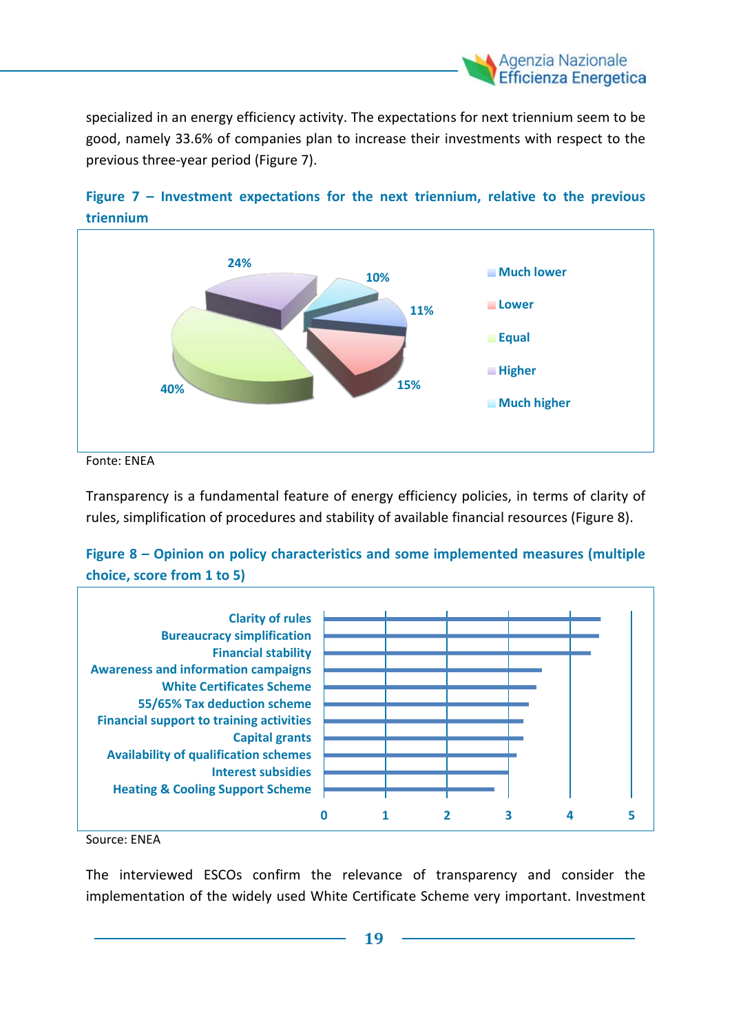specialized in an energy efficiency activity. The expectations for next triennium seem to be good, namely 33.6% of companies plan to increase their investments with respect to the previous three-year period (Figure 7).

**Figure 7 – Investment expectations for the next triennium, relative to the previous triennium**

| Category | Share |
|---|---|
| Much lower | 11% |
| Lower | 15% |
| Equal | 40% |
| Higher | 24% |
| Much higher | 10% |

Fonte: ENEA

Transparency is a fundamental feature of energy efficiency policies, in terms of clarity of rules, simplification of procedures and stability of available financial resources (Figure 8).

**Figure 8 – Opinion on policy characteristics and some implemented measures (multiple choice, score from 1 to 5)**

- Clarity of rules
- Bureaucracy simplification
- Financial stability
- Awareness and information campaigns
- White Certificates Scheme
- 55/65% Tax deduction scheme
- Financial support to training activities
- Capital grants
- Availability of qualification schemes
- Interest subsidies
- Heating & Cooling Support Scheme

Axis: 0, 1, 2, 3, 4, 5

Source: ENEA

The interviewed ESCOs confirm the relevance of transparency and consider the implementation of the widely used White Certificate Scheme very important. Investment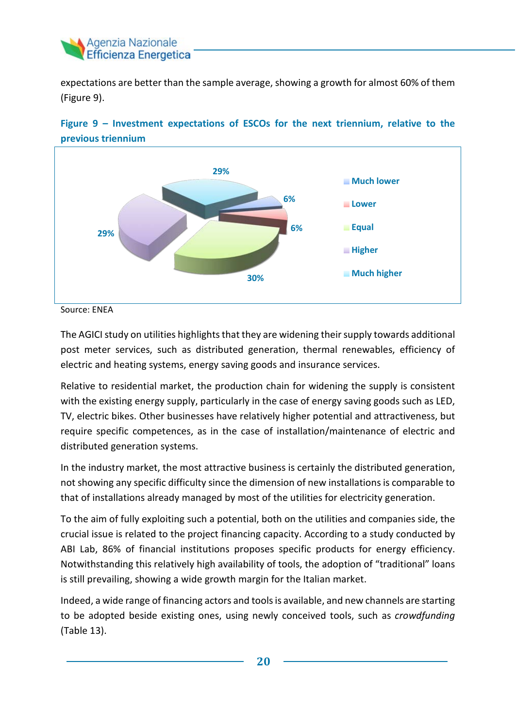expectations are better than the sample average, showing a growth for almost 60% of them (Figure 9).

**Figure 9 – Investment expectations of ESCOs for the next triennium, relative to the previous triennium**

Source: ENEA

The AGICI study on utilities highlights that they are widening their supply towards additional post meter services, such as distributed generation, thermal renewables, efficiency of electric and heating systems, energy saving goods and insurance services.

Relative to residential market, the production chain for widening the supply is consistent with the existing energy supply, particularly in the case of energy saving goods such as LED, TV, electric bikes. Other businesses have relatively higher potential and attractiveness, but require specific competences, as in the case of installation/maintenance of electric and distributed generation systems.

In the industry market, the most attractive business is certainly the distributed generation, not showing any specific difficulty since the dimension of new installations is comparable to that of installations already managed by most of the utilities for electricity generation.

To the aim of fully exploiting such a potential, both on the utilities and companies side, the crucial issue is related to the project financing capacity. According to a study conducted by ABI Lab, 86% of financial institutions proposes specific products for energy efficiency. Notwithstanding this relatively high availability of tools, the adoption of "traditional" loans is still prevailing, showing a wide growth margin for the Italian market.

Indeed, a wide range of financing actors and tools is available, and new channels are starting to be adopted beside existing ones, using newly conceived tools, such as *crowdfunding* (Table 13).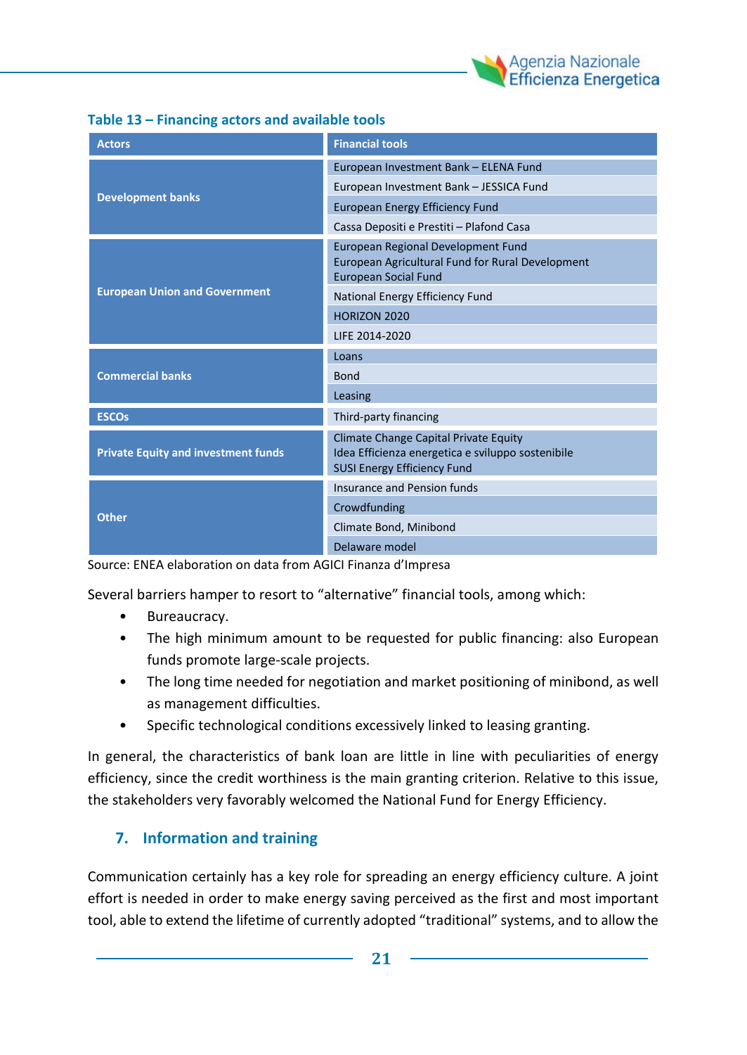**Table 13 – Financing actors and available tools**

| Actors | Financial tools |
|---|---|
| Development banks | European Investment Bank – ELENA Fund |
| | European Investment Bank – JESSICA Fund |
| | European Energy Efficiency Fund |
| | Cassa Depositi e Prestiti – Plafond Casa |
| European Union and Government | European Regional Development Fund<br>European Agricultural Fund for Rural Development<br>European Social Fund |
| | National Energy Efficiency Fund |
| | HORIZON 2020 |
| | LIFE 2014-2020 |
| Commercial banks | Loans |
| | Bond |
| | Leasing |
| ESCOs | Third-party financing |
| Private Equity and investment funds | Climate Change Capital Private Equity<br>Idea Efficienza energetica e sviluppo sostenibile<br>SUSI Energy Efficiency Fund |
| Other | Insurance and Pension funds |
| | Crowdfunding |
| | Climate Bond, Minibond |
| | Delaware model |

Source: ENEA elaboration on data from AGICI Finanza d'Impresa

Several barriers hamper to resort to "alternative" financial tools, among which:

- Bureaucracy.
- The high minimum amount to be requested for public financing: also European funds promote large-scale projects.
- The long time needed for negotiation and market positioning of minibond, as well as management difficulties.
- Specific technological conditions excessively linked to leasing granting.

In general, the characteristics of bank loan are little in line with peculiarities of energy efficiency, since the credit worthiness is the main granting criterion. Relative to this issue, the stakeholders very favorably welcomed the National Fund for Energy Efficiency.

## 7. Information and training

Communication certainly has a key role for spreading an energy efficiency culture. A joint effort is needed in order to make energy saving perceived as the first and most important tool, able to extend the lifetime of currently adopted "traditional" systems, and to allow the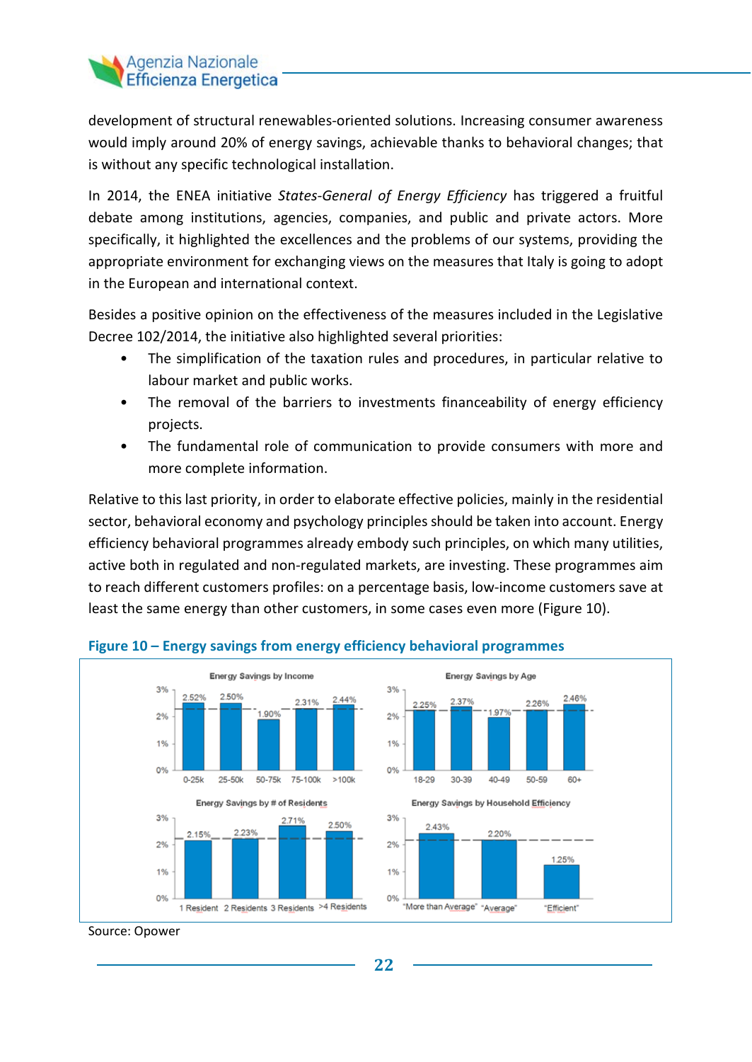development of structural renewables-oriented solutions. Increasing consumer awareness would imply around 20% of energy savings, achievable thanks to behavioral changes; that is without any specific technological installation.

In 2014, the ENEA initiative *States-General of Energy Efficiency* has triggered a fruitful debate among institutions, agencies, companies, and public and private actors. More specifically, it highlighted the excellences and the problems of our systems, providing the appropriate environment for exchanging views on the measures that Italy is going to adopt in the European and international context.

Besides a positive opinion on the effectiveness of the measures included in the Legislative Decree 102/2014, the initiative also highlighted several priorities:

- The simplification of the taxation rules and procedures, in particular relative to labour market and public works.
- The removal of the barriers to investments financeability of energy efficiency projects.
- The fundamental role of communication to provide consumers with more and more complete information.

Relative to this last priority, in order to elaborate effective policies, mainly in the residential sector, behavioral economy and psychology principles should be taken into account. Energy efficiency behavioral programmes already embody such principles, on which many utilities, active both in regulated and non-regulated markets, are investing. These programmes aim to reach different customers profiles: on a percentage basis, low-income customers save at least the same energy than other customers, in some cases even more (Figure 10).

**Figure 10 – Energy savings from energy efficiency behavioral programmes**

Energy Savings by Income

| 0-25k | 25-50k | 50-75k | 75-100k | >100k |
|---|---|---|---|---|
| 2.52% | 2.50% | 1.90% | 2.31% | 2.44% |

Energy Savings by Age

| 18-29 | 30-39 | 40-49 | 50-59 | 60+ |
|---|---|---|---|---|
| 2.25% | 2.37% | 1.97% | 2.26% | 2.46% |

Energy Savings by # of Residents

| 1 Resident | 2 Residents | 3 Residents | >4 Residents |
|---|---|---|---|
| 2.15% | 2.23% | 2.71% | 2.50% |

Energy Savings by Household Efficiency

| "More than Average" | "Average" | "Efficient" |
|---|---|---|
| 2.43% | 2.20% | 1.25% |

Source: Opower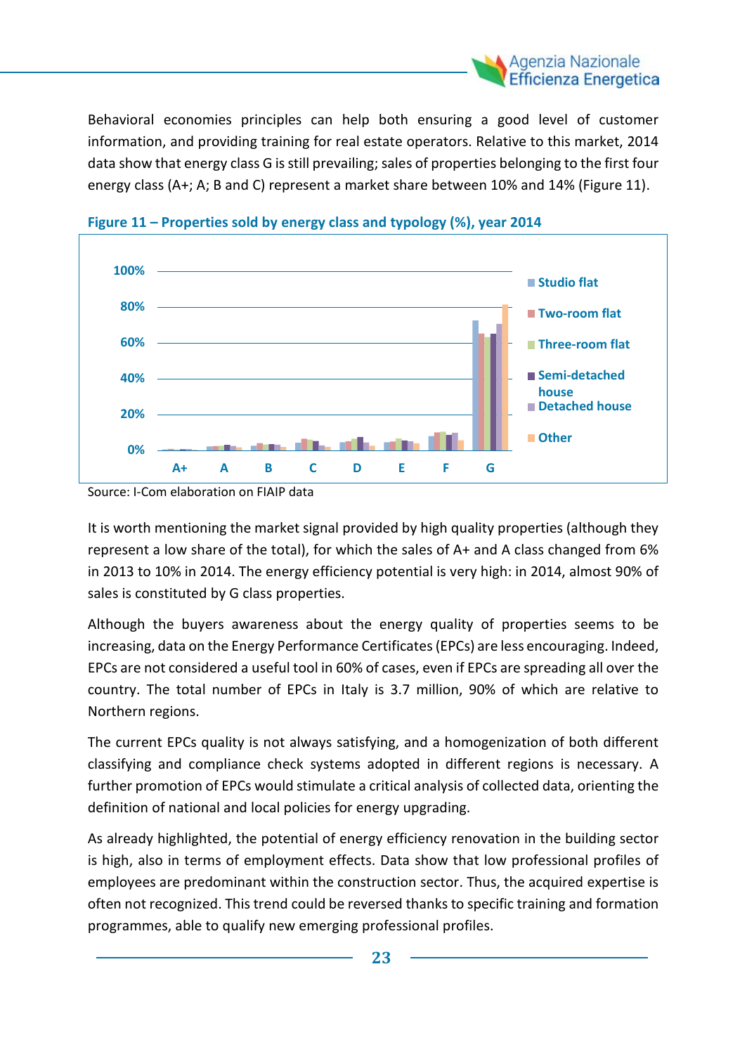Behavioral economies principles can help both ensuring a good level of customer information, and providing training for real estate operators. Relative to this market, 2014 data show that energy class G is still prevailing; sales of properties belonging to the first four energy class (A+; A; B and C) represent a market share between 10% and 14% (Figure 11).

**Figure 11 – Properties sold by energy class and typology (%), year 2014**

Source: I-Com elaboration on FIAIP data

It is worth mentioning the market signal provided by high quality properties (although they represent a low share of the total), for which the sales of A+ and A class changed from 6% in 2013 to 10% in 2014. The energy efficiency potential is very high: in 2014, almost 90% of sales is constituted by G class properties.

Although the buyers awareness about the energy quality of properties seems to be increasing, data on the Energy Performance Certificates (EPCs) are less encouraging. Indeed, EPCs are not considered a useful tool in 60% of cases, even if EPCs are spreading all over the country. The total number of EPCs in Italy is 3.7 million, 90% of which are relative to Northern regions.

The current EPCs quality is not always satisfying, and a homogenization of both different classifying and compliance check systems adopted in different regions is necessary. A further promotion of EPCs would stimulate a critical analysis of collected data, orienting the definition of national and local policies for energy upgrading.

As already highlighted, the potential of energy efficiency renovation in the building sector is high, also in terms of employment effects. Data show that low professional profiles of employees are predominant within the construction sector. Thus, the acquired expertise is often not recognized. This trend could be reversed thanks to specific training and formation programmes, able to qualify new emerging professional profiles.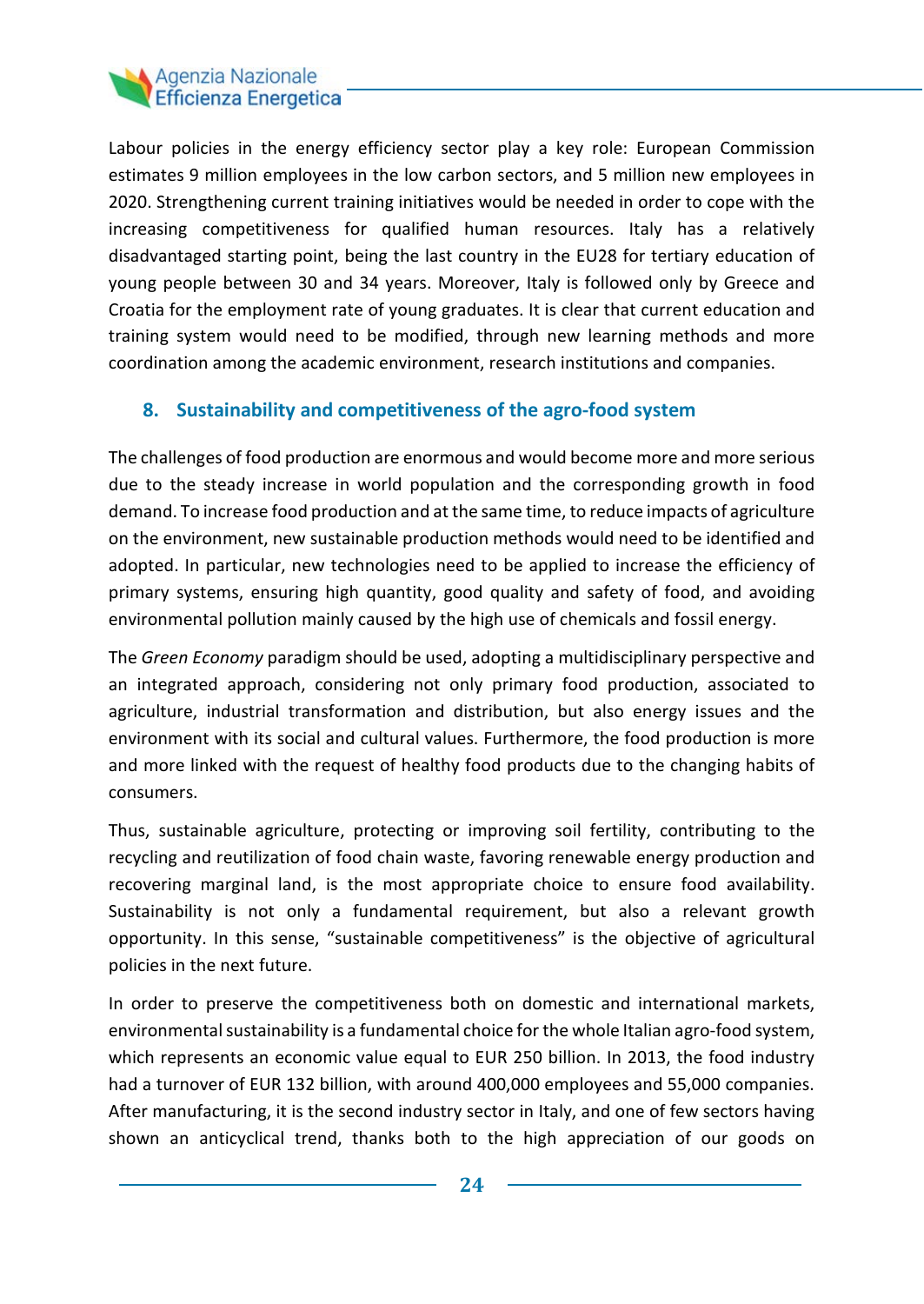Labour policies in the energy efficiency sector play a key role: European Commission estimates 9 million employees in the low carbon sectors, and 5 million new employees in 2020. Strengthening current training initiatives would be needed in order to cope with the increasing competitiveness for qualified human resources. Italy has a relatively disadvantaged starting point, being the last country in the EU28 for tertiary education of young people between 30 and 34 years. Moreover, Italy is followed only by Greece and Croatia for the employment rate of young graduates. It is clear that current education and training system would need to be modified, through new learning methods and more coordination among the academic environment, research institutions and companies.

## 8. Sustainability and competitiveness of the agro-food system

The challenges of food production are enormous and would become more and more serious due to the steady increase in world population and the corresponding growth in food demand. To increase food production and at the same time, to reduce impacts of agriculture on the environment, new sustainable production methods would need to be identified and adopted. In particular, new technologies need to be applied to increase the efficiency of primary systems, ensuring high quantity, good quality and safety of food, and avoiding environmental pollution mainly caused by the high use of chemicals and fossil energy.

The *Green Economy* paradigm should be used, adopting a multidisciplinary perspective and an integrated approach, considering not only primary food production, associated to agriculture, industrial transformation and distribution, but also energy issues and the environment with its social and cultural values. Furthermore, the food production is more and more linked with the request of healthy food products due to the changing habits of consumers.

Thus, sustainable agriculture, protecting or improving soil fertility, contributing to the recycling and reutilization of food chain waste, favoring renewable energy production and recovering marginal land, is the most appropriate choice to ensure food availability. Sustainability is not only a fundamental requirement, but also a relevant growth opportunity. In this sense, "sustainable competitiveness" is the objective of agricultural policies in the next future.

In order to preserve the competitiveness both on domestic and international markets, environmental sustainability is a fundamental choice for the whole Italian agro-food system, which represents an economic value equal to EUR 250 billion. In 2013, the food industry had a turnover of EUR 132 billion, with around 400,000 employees and 55,000 companies. After manufacturing, it is the second industry sector in Italy, and one of few sectors having shown an anticyclical trend, thanks both to the high appreciation of our goods on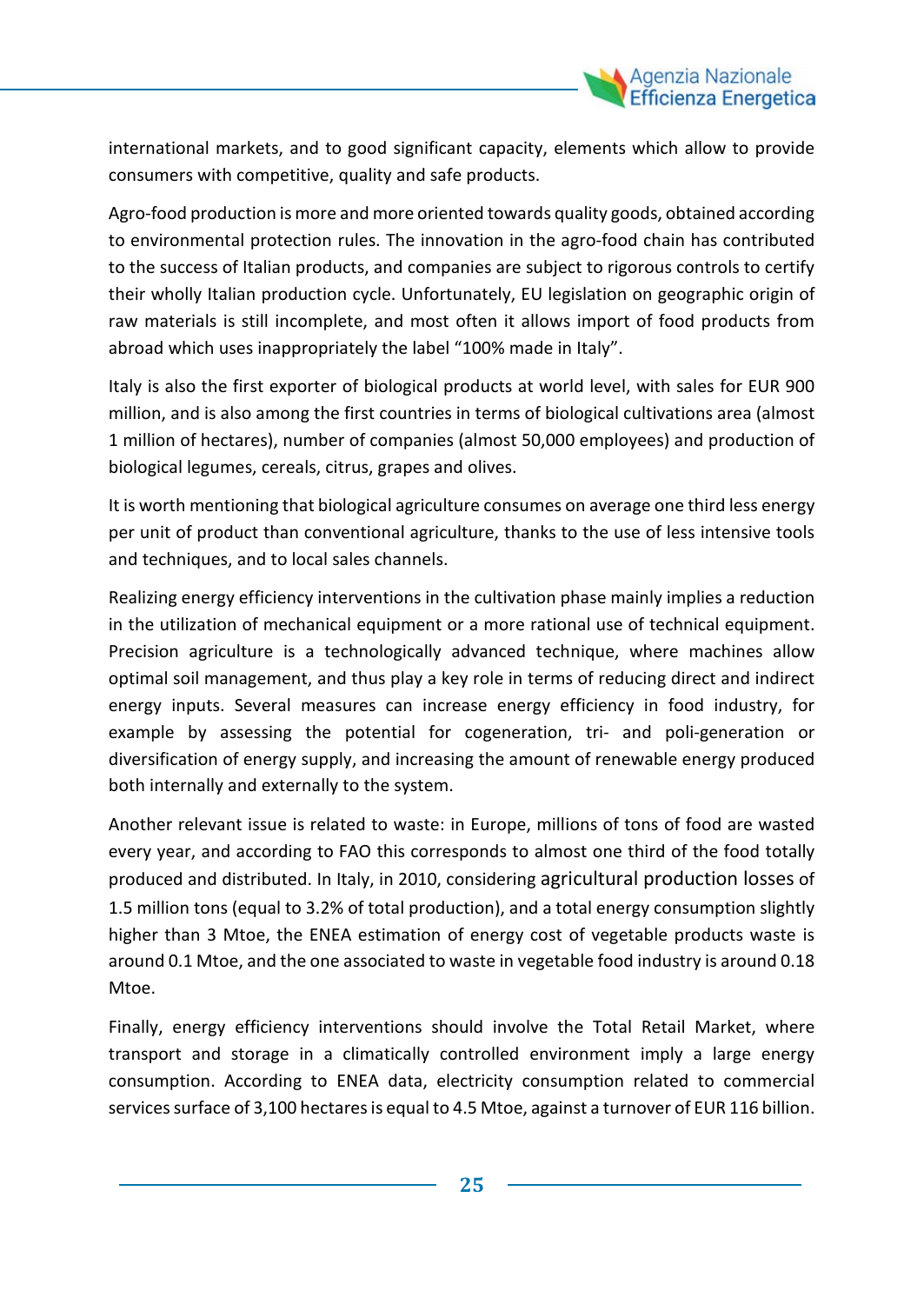international markets, and to good significant capacity, elements which allow to provide consumers with competitive, quality and safe products.

Agro-food production is more and more oriented towards quality goods, obtained according to environmental protection rules. The innovation in the agro-food chain has contributed to the success of Italian products, and companies are subject to rigorous controls to certify their wholly Italian production cycle. Unfortunately, EU legislation on geographic origin of raw materials is still incomplete, and most often it allows import of food products from abroad which uses inappropriately the label "100% made in Italy".

Italy is also the first exporter of biological products at world level, with sales for EUR 900 million, and is also among the first countries in terms of biological cultivations area (almost 1 million of hectares), number of companies (almost 50,000 employees) and production of biological legumes, cereals, citrus, grapes and olives.

It is worth mentioning that biological agriculture consumes on average one third less energy per unit of product than conventional agriculture, thanks to the use of less intensive tools and techniques, and to local sales channels.

Realizing energy efficiency interventions in the cultivation phase mainly implies a reduction in the utilization of mechanical equipment or a more rational use of technical equipment. Precision agriculture is a technologically advanced technique, where machines allow optimal soil management, and thus play a key role in terms of reducing direct and indirect energy inputs. Several measures can increase energy efficiency in food industry, for example by assessing the potential for cogeneration, tri- and poli-generation or diversification of energy supply, and increasing the amount of renewable energy produced both internally and externally to the system.

Another relevant issue is related to waste: in Europe, millions of tons of food are wasted every year, and according to FAO this corresponds to almost one third of the food totally produced and distributed. In Italy, in 2010, considering agricultural production losses of 1.5 million tons (equal to 3.2% of total production), and a total energy consumption slightly higher than 3 Mtoe, the ENEA estimation of energy cost of vegetable products waste is around 0.1 Mtoe, and the one associated to waste in vegetable food industry is around 0.18 Mtoe.

Finally, energy efficiency interventions should involve the Total Retail Market, where transport and storage in a climatically controlled environment imply a large energy consumption. According to ENEA data, electricity consumption related to commercial services surface of 3,100 hectares is equal to 4.5 Mtoe, against a turnover of EUR 116 billion.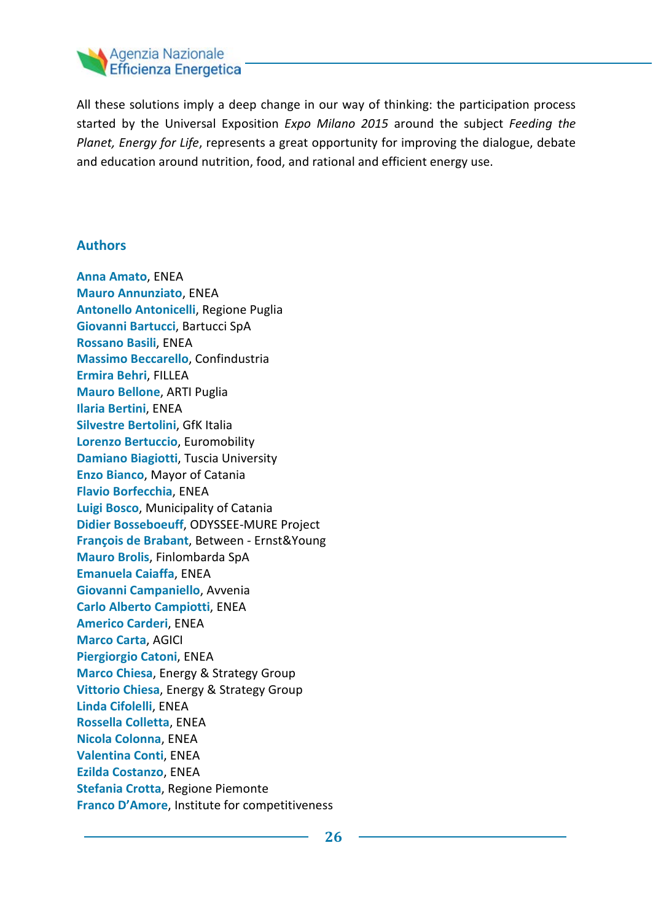All these solutions imply a deep change in our way of thinking: the participation process started by the Universal Exposition *Expo Milano 2015* around the subject *Feeding the Planet, Energy for Life*, represents a great opportunity for improving the dialogue, debate and education around nutrition, food, and rational and efficient energy use.

## Authors

**Anna Amato**, ENEA  
**Mauro Annunziato**, ENEA  
**Antonello Antonicelli**, Regione Puglia  
**Giovanni Bartucci**, Bartucci SpA  
**Rossano Basili**, ENEA  
**Massimo Beccarello**, Confindustria  
**Ermira Behri**, FILLEA  
**Mauro Bellone**, ARTI Puglia  
**Ilaria Bertini**, ENEA  
**Silvestre Bertolini**, GfK Italia  
**Lorenzo Bertuccio**, Euromobility  
**Damiano Biagiotti**, Tuscia University  
**Enzo Bianco**, Mayor of Catania  
**Flavio Borfecchia**, ENEA  
**Luigi Bosco**, Municipality of Catania  
**Didier Bosseboeuff**, ODYSSEE-MURE Project  
**François de Brabant**, Between - Ernst&Young  
**Mauro Brolis**, Finlombarda SpA  
**Emanuela Caiaffa**, ENEA  
**Giovanni Campaniello**, Avvenia  
**Carlo Alberto Campiotti**, ENEA  
**Americo Carderi**, ENEA  
**Marco Carta**, AGICI  
**Piergiorgio Catoni**, ENEA  
**Marco Chiesa**, Energy & Strategy Group  
**Vittorio Chiesa**, Energy & Strategy Group  
**Linda Cifolelli**, ENEA  
**Rossella Colletta**, ENEA  
**Nicola Colonna**, ENEA  
**Valentina Conti**, ENEA  
**Ezilda Costanzo**, ENEA  
**Stefania Crotta**, Regione Piemonte  
**Franco D'Amore**, Institute for competitiveness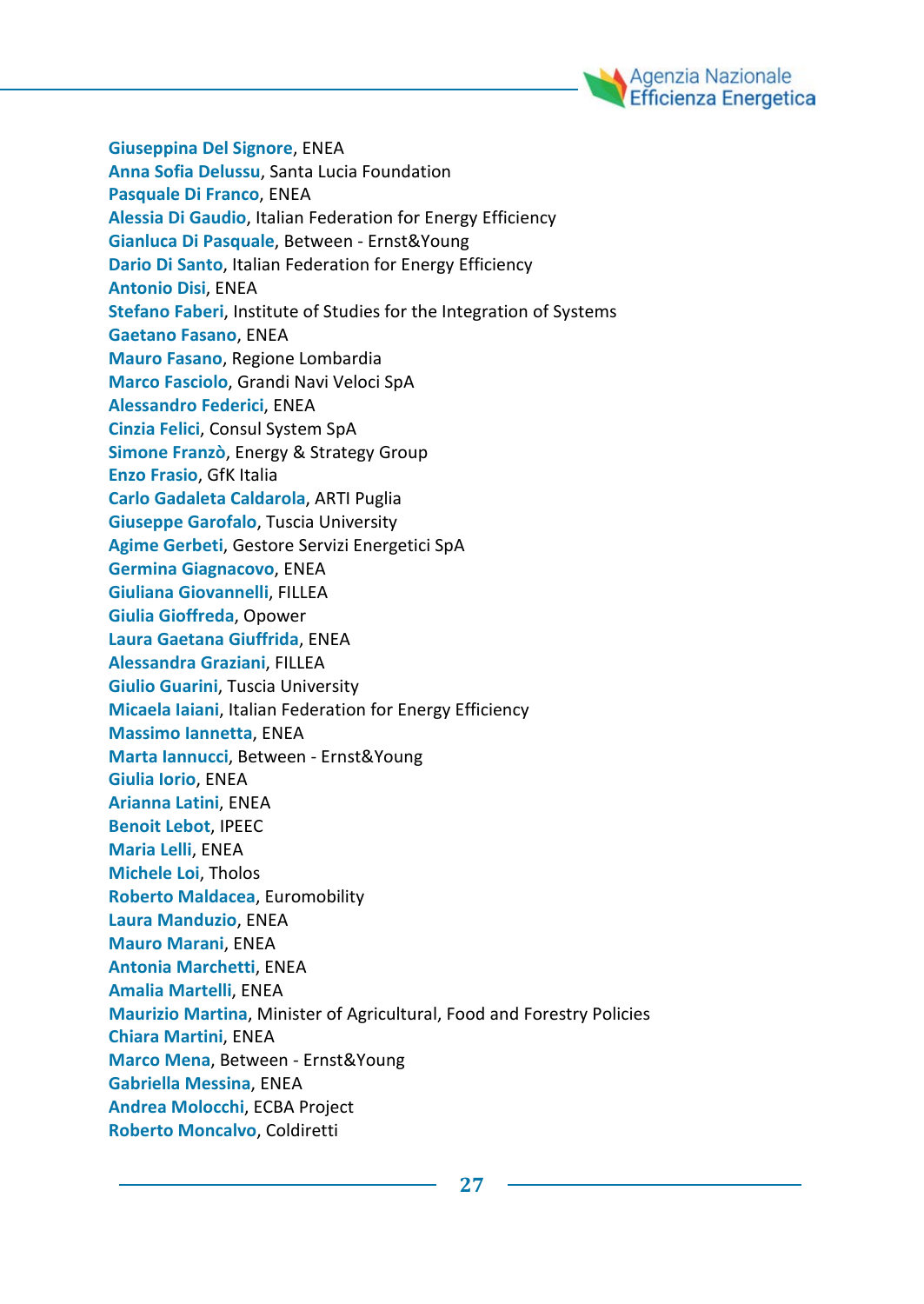**Giuseppina Del Signore**, ENEA
**Anna Sofia Delussu**, Santa Lucia Foundation
**Pasquale Di Franco**, ENEA
**Alessia Di Gaudio**, Italian Federation for Energy Efficiency
**Gianluca Di Pasquale**, Between - Ernst&Young
**Dario Di Santo**, Italian Federation for Energy Efficiency
**Antonio Disi**, ENEA
**Stefano Faberi**, Institute of Studies for the Integration of Systems
**Gaetano Fasano**, ENEA
**Mauro Fasano**, Regione Lombardia
**Marco Fasciolo**, Grandi Navi Veloci SpA
**Alessandro Federici**, ENEA
**Cinzia Felici**, Consul System SpA
**Simone Franzò**, Energy & Strategy Group
**Enzo Frasio**, GfK Italia
**Carlo Gadaleta Caldarola**, ARTI Puglia
**Giuseppe Garofalo**, Tuscia University
**Agime Gerbeti**, Gestore Servizi Energetici SpA
**Germina Giagnacovo**, ENEA
**Giuliana Giovannelli**, FILLEA
**Giulia Gioffreda**, Opower
**Laura Gaetana Giuffrida**, ENEA
**Alessandra Graziani**, FILLEA
**Giulio Guarini**, Tuscia University
**Micaela Iaiani**, Italian Federation for Energy Efficiency
**Massimo Iannetta**, ENEA
**Marta Iannucci**, Between - Ernst&Young
**Giulia Iorio**, ENEA
**Arianna Latini**, ENEA
**Benoit Lebot**, IPEEC
**Maria Lelli**, ENEA
**Michele Loi**, Tholos
**Roberto Maldacea**, Euromobility
**Laura Manduzio**, ENEA
**Mauro Marani**, ENEA
**Antonia Marchetti**, ENEA
**Amalia Martelli**, ENEA
**Maurizio Martina**, Minister of Agricultural, Food and Forestry Policies
**Chiara Martini**, ENEA
**Marco Mena**, Between - Ernst&Young
**Gabriella Messina**, ENEA
**Andrea Molocchi**, ECBA Project
**Roberto Moncalvo**, Coldiretti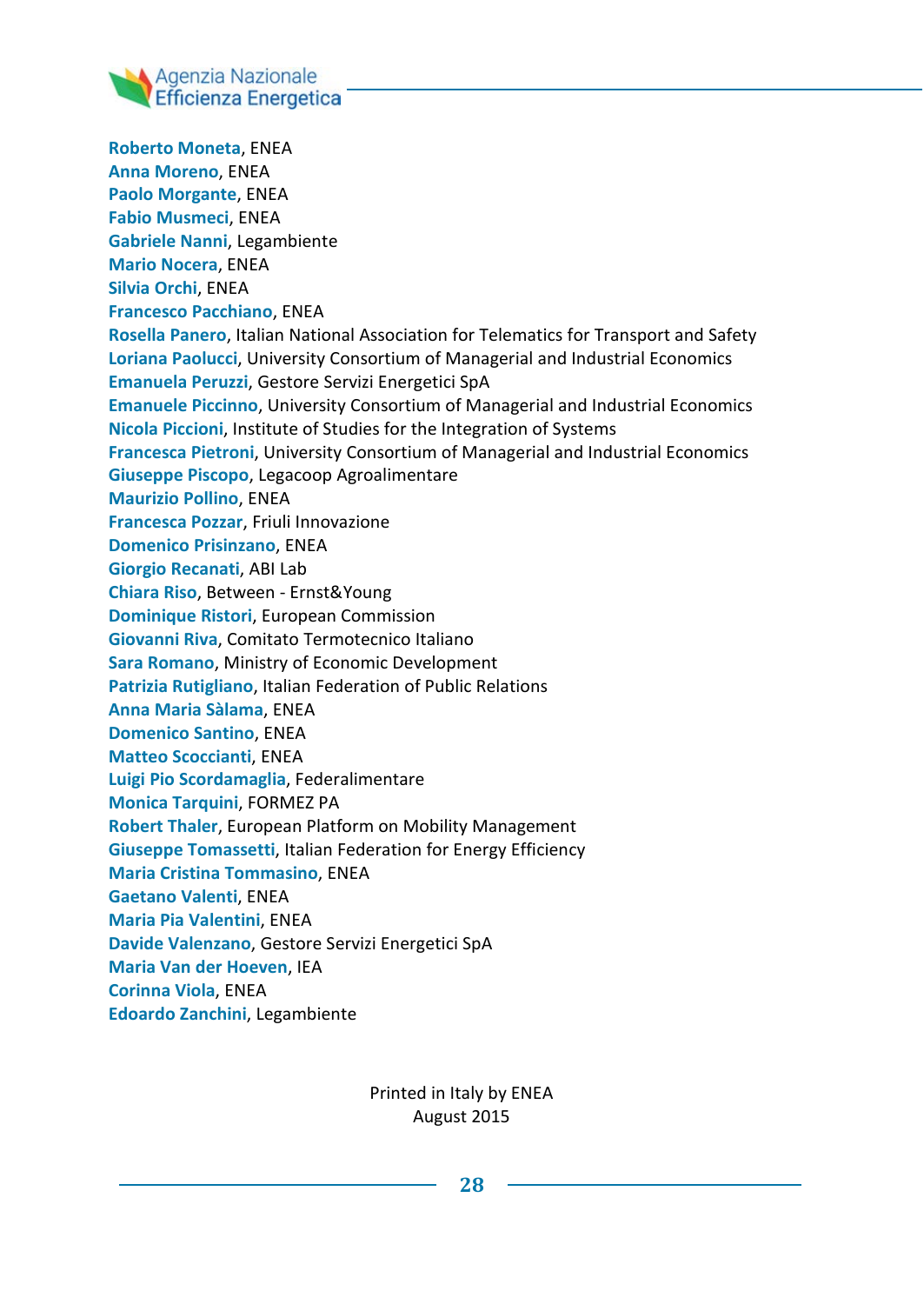**Roberto Moneta**, ENEA
**Anna Moreno**, ENEA
**Paolo Morgante**, ENEA
**Fabio Musmeci**, ENEA
**Gabriele Nanni**, Legambiente
**Mario Nocera**, ENEA
**Silvia Orchi**, ENEA
**Francesco Pacchiano**, ENEA
**Rosella Panero**, Italian National Association for Telematics for Transport and Safety
**Loriana Paolucci**, University Consortium of Managerial and Industrial Economics
**Emanuela Peruzzi**, Gestore Servizi Energetici SpA
**Emanuele Piccinno**, University Consortium of Managerial and Industrial Economics
**Nicola Piccioni**, Institute of Studies for the Integration of Systems
**Francesca Pietroni**, University Consortium of Managerial and Industrial Economics
**Giuseppe Piscopo**, Legacoop Agroalimentare
**Maurizio Pollino**, ENEA
**Francesca Pozzar**, Friuli Innovazione
**Domenico Prisinzano**, ENEA
**Giorgio Recanati**, ABI Lab
**Chiara Riso**, Between - Ernst&Young
**Dominique Ristori**, European Commission
**Giovanni Riva**, Comitato Termotecnico Italiano
**Sara Romano**, Ministry of Economic Development
**Patrizia Rutigliano**, Italian Federation of Public Relations
**Anna Maria Sàlama**, ENEA
**Domenico Santino**, ENEA
**Matteo Scoccianti**, ENEA
**Luigi Pio Scordamaglia**, Federalimentare
**Monica Tarquini**, FORMEZ PA
**Robert Thaler**, European Platform on Mobility Management
**Giuseppe Tomassetti**, Italian Federation for Energy Efficiency
**Maria Cristina Tommasino**, ENEA
**Gaetano Valenti**, ENEA
**Maria Pia Valentini**, ENEA
**Davide Valenzano**, Gestore Servizi Energetici SpA
**Maria Van der Hoeven**, IEA
**Corinna Viola**, ENEA
**Edoardo Zanchini**, Legambiente

Printed in Italy by ENEA
August 2015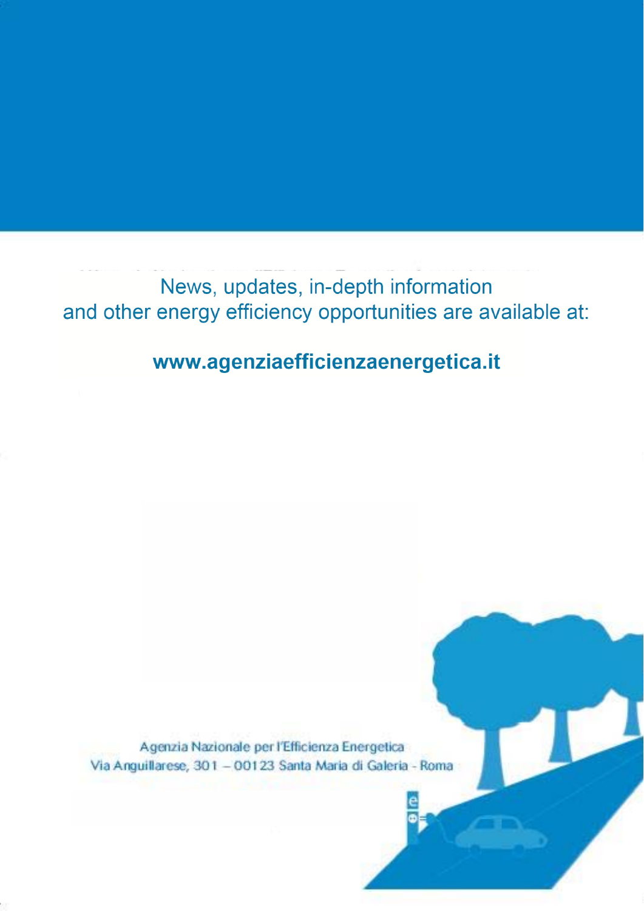News, updates, in-depth information
and other energy efficiency opportunities are available at:

**www.agenziaefficienzaenergetica.it**

Agenzia Nazionale per l'Efficienza Energetica
Via Anguillarese, 301 – 00123 Santa Maria di Galeria - Roma